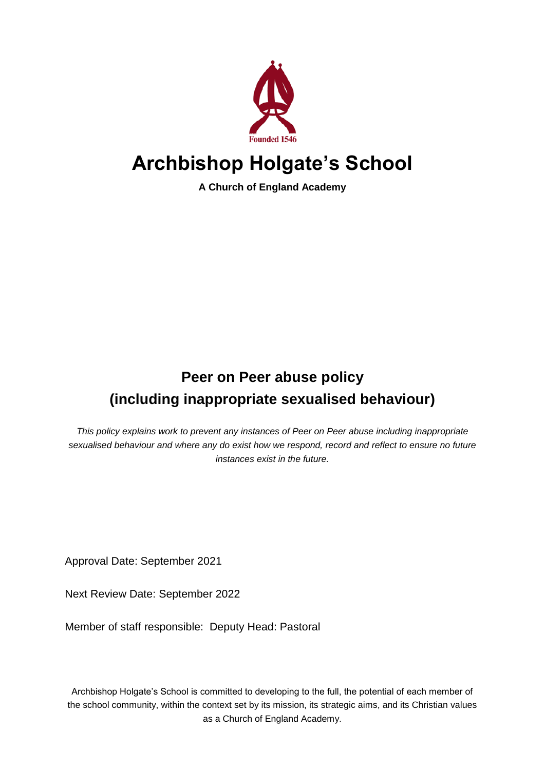Founded 1546

# Archbishop Holgate's School

**A Church of England Academy**

## Peer on Peer abuse policy
## (including inappropriate sexualised behaviour)

*This policy explains work to prevent any instances of Peer on Peer abuse including inappropriate sexualised behaviour and where any do exist how we respond, record and reflect to ensure no future instances exist in the future.*

Approval Date: September 2021

Next Review Date: September 2022

Member of staff responsible: Deputy Head: Pastoral

Archbishop Holgate's School is committed to developing to the full, the potential of each member of the school community, within the context set by its mission, its strategic aims, and its Christian values as a Church of England Academy.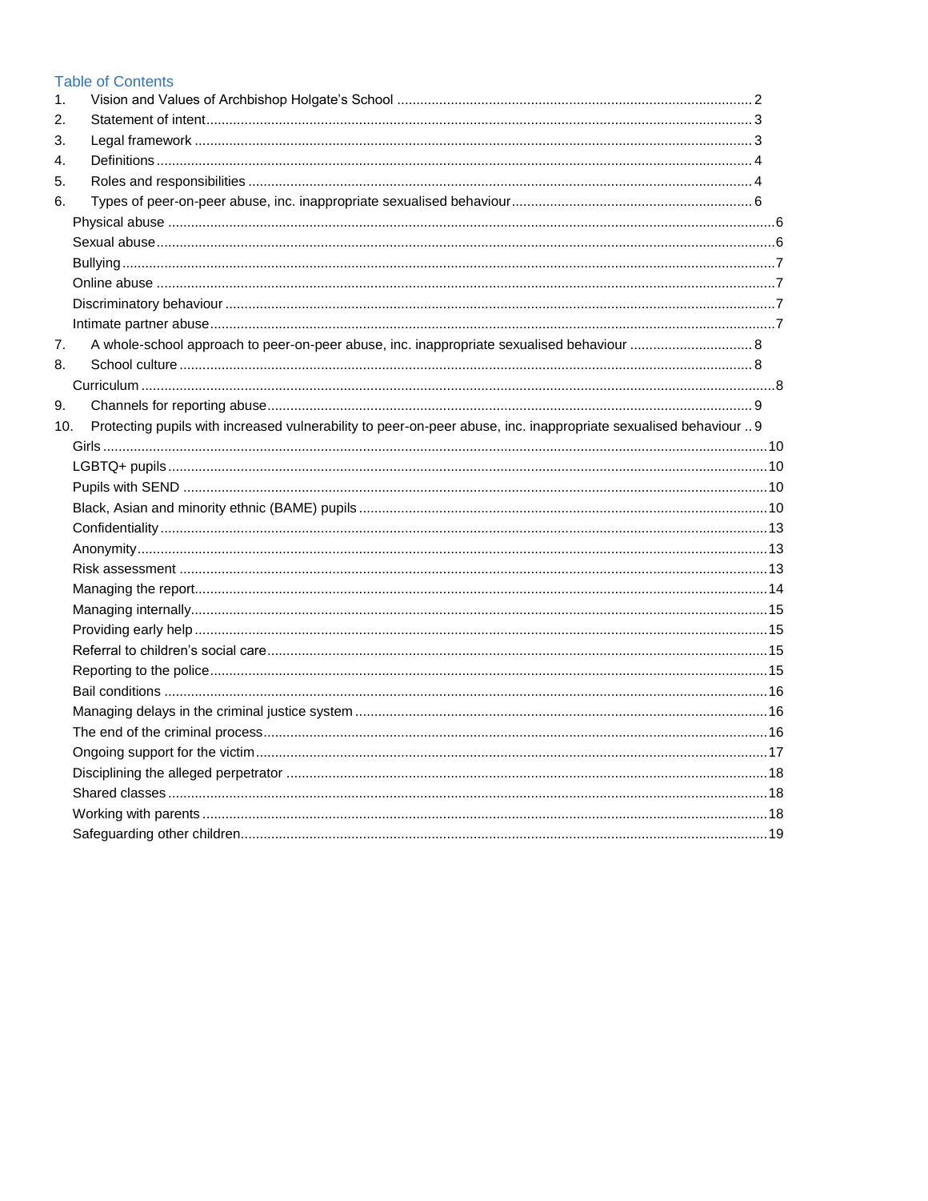## Table of Contents

1. Vision and Values of Archbishop Holgate's School ..... 2
2. Statement of intent ..... 3
3. Legal framework ..... 3
4. Definitions ..... 4
5. Roles and responsibilities ..... 4
6. Types of peer-on-peer abuse, inc. inappropriate sexualised behaviour ..... 6
   - Physical abuse ..... 6
   - Sexual abuse ..... 6
   - Bullying ..... 7
   - Online abuse ..... 7
   - Discriminatory behaviour ..... 7
   - Intimate partner abuse ..... 7
7. A whole-school approach to peer-on-peer abuse, inc. inappropriate sexualised behaviour ..... 8
8. School culture ..... 8
   - Curriculum ..... 8
9. Channels for reporting abuse ..... 9
10. Protecting pupils with increased vulnerability to peer-on-peer abuse, inc. inappropriate sexualised behaviour ..... 9
    - Girls ..... 10
    - LGBTQ+ pupils ..... 10
    - Pupils with SEND ..... 10
    - Black, Asian and minority ethnic (BAME) pupils ..... 10
    - Confidentiality ..... 13
    - Anonymity ..... 13
    - Risk assessment ..... 13
    - Managing the report ..... 14
    - Managing internally ..... 15
    - Providing early help ..... 15
    - Referral to children's social care ..... 15
    - Reporting to the police ..... 15
    - Bail conditions ..... 16
    - Managing delays in the criminal justice system ..... 16
    - The end of the criminal process ..... 16
    - Ongoing support for the victim ..... 17
    - Disciplining the alleged perpetrator ..... 18
    - Shared classes ..... 18
    - Working with parents ..... 18
    - Safeguarding other children ..... 19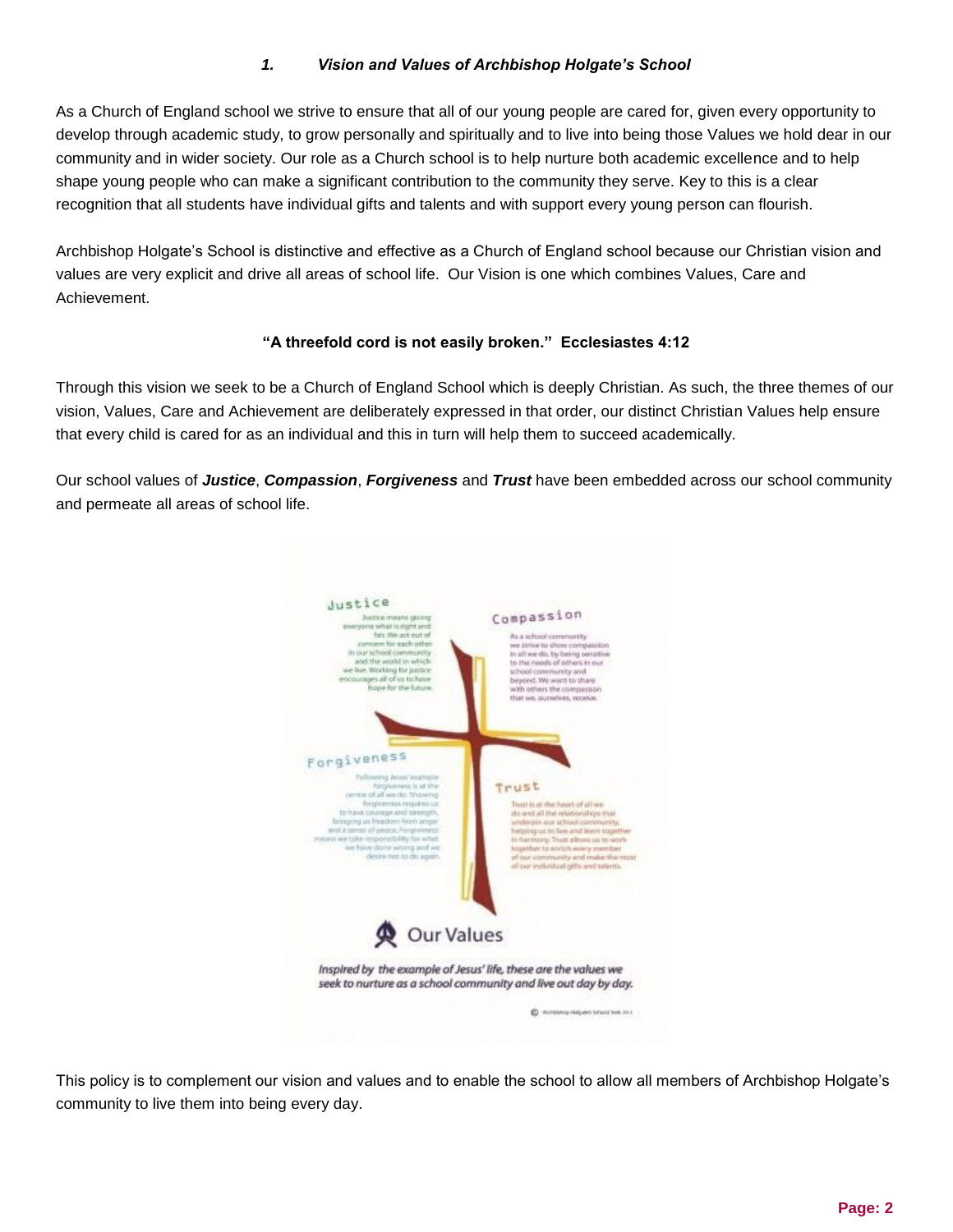## 1. *Vision and Values of Archbishop Holgate's School*

As a Church of England school we strive to ensure that all of our young people are cared for, given every opportunity to develop through academic study, to grow personally and spiritually and to live into being those Values we hold dear in our community and in wider society. Our role as a Church school is to help nurture both academic excellence and to help shape young people who can make a significant contribution to the community they serve. Key to this is a clear recognition that all students have individual gifts and talents and with support every young person can flourish.

Archbishop Holgate's School is distinctive and effective as a Church of England school because our Christian vision and values are very explicit and drive all areas of school life. Our Vision is one which combines Values, Care and Achievement.

**"A threefold cord is not easily broken." Ecclesiastes 4:12**

Through this vision we seek to be a Church of England School which is deeply Christian. As such, the three themes of our vision, Values, Care and Achievement are deliberately expressed in that order, our distinct Christian Values help ensure that every child is cared for as an individual and this in turn will help them to succeed academically.

Our school values of ***Justice***, ***Compassion***, ***Forgiveness*** and ***Trust*** have been embedded across our school community and permeate all areas of school life.

**Justice**

Justice means giving everyone what is right and fair. We act out of concern for each other in our school community and the world in which we live. Working for justice encourages all of us to have hope for the future.

**Compassion**

As a school community we strive to show compassion in all we do, by being sensitive to the needs of others in our school community and beyond. We want to share with others the compassion that we, ourselves, receive.

**Forgiveness**

Following Jesus' example forgiveness is at the centre of all we do. Showing forgiveness requires us to have courage and strength, bringing us freedom from anger and a sense of peace. Forgiveness means we take responsibility for what we have done wrong and we desire not to do so again.

**Trust**

Trust is at the heart of all we do and all the relationships that underpin our school community, helping us to live and learn together in harmony. Trust allows us to work together to enrich every member of our community and make the most of our individual gifts and talents.

**Our Values**

*Inspired by the example of Jesus' life, these are the values we seek to nurture as a school community and live out day by day.*

This policy is to complement our vision and values and to enable the school to allow all members of Archbishop Holgate's community to live them into being every day.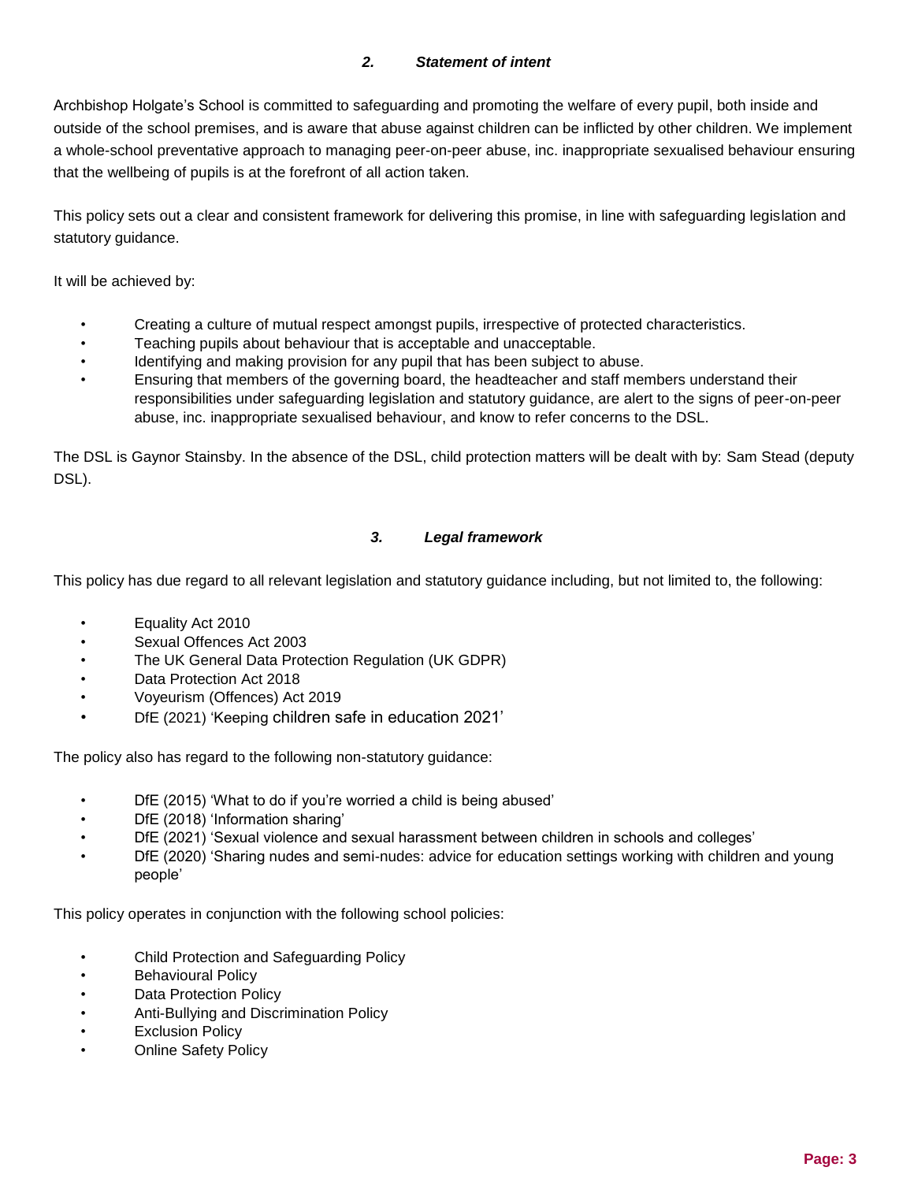## *2. Statement of intent*

Archbishop Holgate's School is committed to safeguarding and promoting the welfare of every pupil, both inside and outside of the school premises, and is aware that abuse against children can be inflicted by other children. We implement a whole-school preventative approach to managing peer-on-peer abuse, inc. inappropriate sexualised behaviour ensuring that the wellbeing of pupils is at the forefront of all action taken.

This policy sets out a clear and consistent framework for delivering this promise, in line with safeguarding legislation and statutory guidance.

It will be achieved by:

- Creating a culture of mutual respect amongst pupils, irrespective of protected characteristics.
- Teaching pupils about behaviour that is acceptable and unacceptable.
- Identifying and making provision for any pupil that has been subject to abuse.
- Ensuring that members of the governing board, the headteacher and staff members understand their responsibilities under safeguarding legislation and statutory guidance, are alert to the signs of peer-on-peer abuse, inc. inappropriate sexualised behaviour, and know to refer concerns to the DSL.

The DSL is Gaynor Stainsby. In the absence of the DSL, child protection matters will be dealt with by: Sam Stead (deputy DSL).

## *3. Legal framework*

This policy has due regard to all relevant legislation and statutory guidance including, but not limited to, the following:

- Equality Act 2010
- Sexual Offences Act 2003
- The UK General Data Protection Regulation (UK GDPR)
- Data Protection Act 2018
- Voyeurism (Offences) Act 2019
- DfE (2021) 'Keeping children safe in education 2021'

The policy also has regard to the following non-statutory guidance:

- DfE (2015) 'What to do if you're worried a child is being abused'
- DfE (2018) 'Information sharing'
- DfE (2021) 'Sexual violence and sexual harassment between children in schools and colleges'
- DfE (2020) 'Sharing nudes and semi-nudes: advice for education settings working with children and young people'

This policy operates in conjunction with the following school policies:

- Child Protection and Safeguarding Policy
- Behavioural Policy
- Data Protection Policy
- Anti-Bullying and Discrimination Policy
- Exclusion Policy
- Online Safety Policy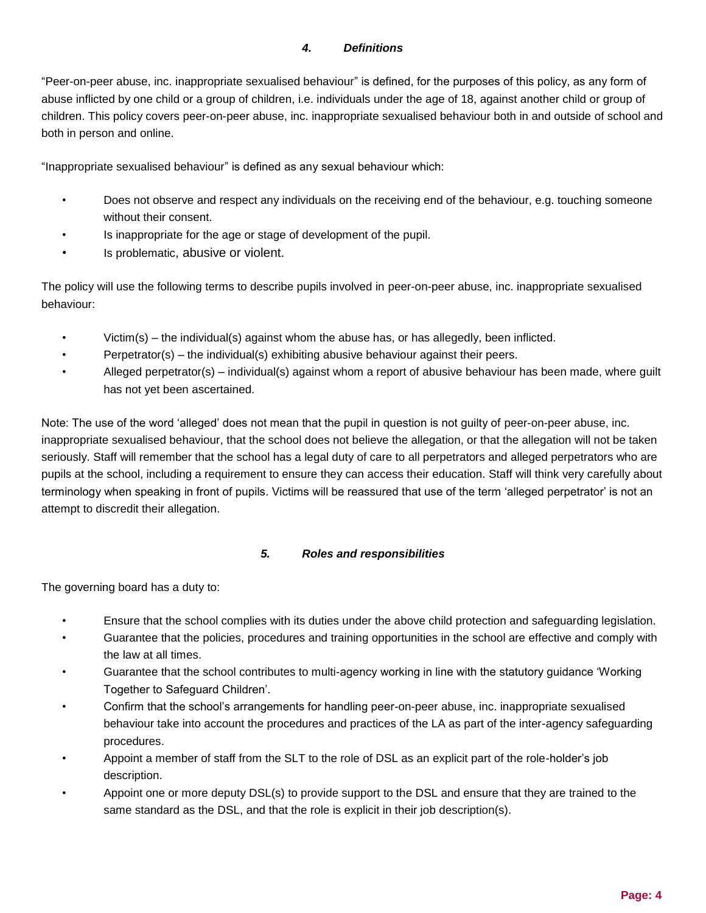### *4. Definitions*

"Peer-on-peer abuse, inc. inappropriate sexualised behaviour" is defined, for the purposes of this policy, as any form of abuse inflicted by one child or a group of children, i.e. individuals under the age of 18, against another child or group of children. This policy covers peer-on-peer abuse, inc. inappropriate sexualised behaviour both in and outside of school and both in person and online.

"Inappropriate sexualised behaviour" is defined as any sexual behaviour which:

- Does not observe and respect any individuals on the receiving end of the behaviour, e.g. touching someone without their consent.
- Is inappropriate for the age or stage of development of the pupil.
- Is problematic, abusive or violent.

The policy will use the following terms to describe pupils involved in peer-on-peer abuse, inc. inappropriate sexualised behaviour:

- Victim(s) – the individual(s) against whom the abuse has, or has allegedly, been inflicted.
- Perpetrator(s) – the individual(s) exhibiting abusive behaviour against their peers.
- Alleged perpetrator(s) – individual(s) against whom a report of abusive behaviour has been made, where guilt has not yet been ascertained.

Note: The use of the word 'alleged' does not mean that the pupil in question is not guilty of peer-on-peer abuse, inc. inappropriate sexualised behaviour, that the school does not believe the allegation, or that the allegation will not be taken seriously. Staff will remember that the school has a legal duty of care to all perpetrators and alleged perpetrators who are pupils at the school, including a requirement to ensure they can access their education. Staff will think very carefully about terminology when speaking in front of pupils. Victims will be reassured that use of the term 'alleged perpetrator' is not an attempt to discredit their allegation.

### *5. Roles and responsibilities*

The governing board has a duty to:

- Ensure that the school complies with its duties under the above child protection and safeguarding legislation.
- Guarantee that the policies, procedures and training opportunities in the school are effective and comply with the law at all times.
- Guarantee that the school contributes to multi-agency working in line with the statutory guidance 'Working Together to Safeguard Children'.
- Confirm that the school's arrangements for handling peer-on-peer abuse, inc. inappropriate sexualised behaviour take into account the procedures and practices of the LA as part of the inter-agency safeguarding procedures.
- Appoint a member of staff from the SLT to the role of DSL as an explicit part of the role-holder's job description.
- Appoint one or more deputy DSL(s) to provide support to the DSL and ensure that they are trained to the same standard as the DSL, and that the role is explicit in their job description(s).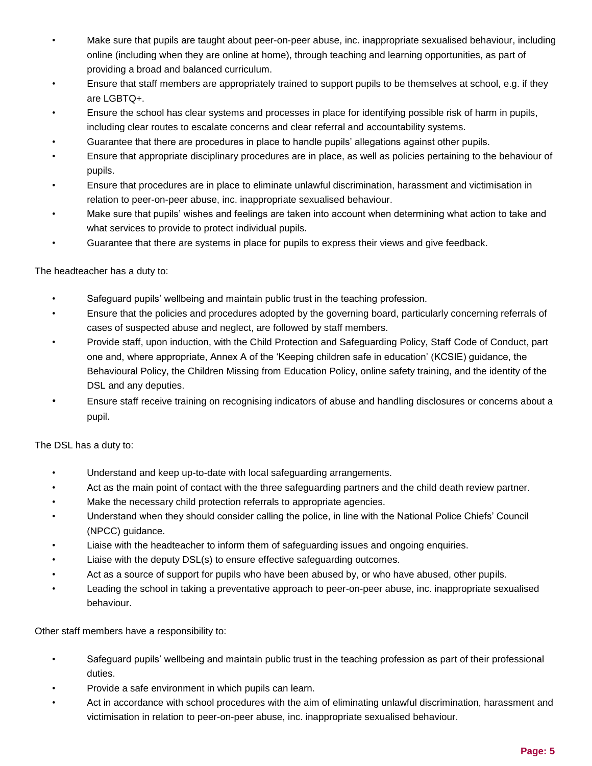- Make sure that pupils are taught about peer-on-peer abuse, inc. inappropriate sexualised behaviour, including online (including when they are online at home), through teaching and learning opportunities, as part of providing a broad and balanced curriculum.
- Ensure that staff members are appropriately trained to support pupils to be themselves at school, e.g. if they are LGBTQ+.
- Ensure the school has clear systems and processes in place for identifying possible risk of harm in pupils, including clear routes to escalate concerns and clear referral and accountability systems.
- Guarantee that there are procedures in place to handle pupils' allegations against other pupils.
- Ensure that appropriate disciplinary procedures are in place, as well as policies pertaining to the behaviour of pupils.
- Ensure that procedures are in place to eliminate unlawful discrimination, harassment and victimisation in relation to peer-on-peer abuse, inc. inappropriate sexualised behaviour.
- Make sure that pupils' wishes and feelings are taken into account when determining what action to take and what services to provide to protect individual pupils.
- Guarantee that there are systems in place for pupils to express their views and give feedback.

The headteacher has a duty to:

- Safeguard pupils' wellbeing and maintain public trust in the teaching profession.
- Ensure that the policies and procedures adopted by the governing board, particularly concerning referrals of cases of suspected abuse and neglect, are followed by staff members.
- Provide staff, upon induction, with the Child Protection and Safeguarding Policy, Staff Code of Conduct, part one and, where appropriate, Annex A of the 'Keeping children safe in education' (KCSIE) guidance, the Behavioural Policy, the Children Missing from Education Policy, online safety training, and the identity of the DSL and any deputies.
- Ensure staff receive training on recognising indicators of abuse and handling disclosures or concerns about a pupil.

The DSL has a duty to:

- Understand and keep up-to-date with local safeguarding arrangements.
- Act as the main point of contact with the three safeguarding partners and the child death review partner.
- Make the necessary child protection referrals to appropriate agencies.
- Understand when they should consider calling the police, in line with the National Police Chiefs' Council (NPCC) guidance.
- Liaise with the headteacher to inform them of safeguarding issues and ongoing enquiries.
- Liaise with the deputy DSL(s) to ensure effective safeguarding outcomes.
- Act as a source of support for pupils who have been abused by, or who have abused, other pupils.
- Leading the school in taking a preventative approach to peer-on-peer abuse, inc. inappropriate sexualised behaviour.

Other staff members have a responsibility to:

- Safeguard pupils' wellbeing and maintain public trust in the teaching profession as part of their professional duties.
- Provide a safe environment in which pupils can learn.
- Act in accordance with school procedures with the aim of eliminating unlawful discrimination, harassment and victimisation in relation to peer-on-peer abuse, inc. inappropriate sexualised behaviour.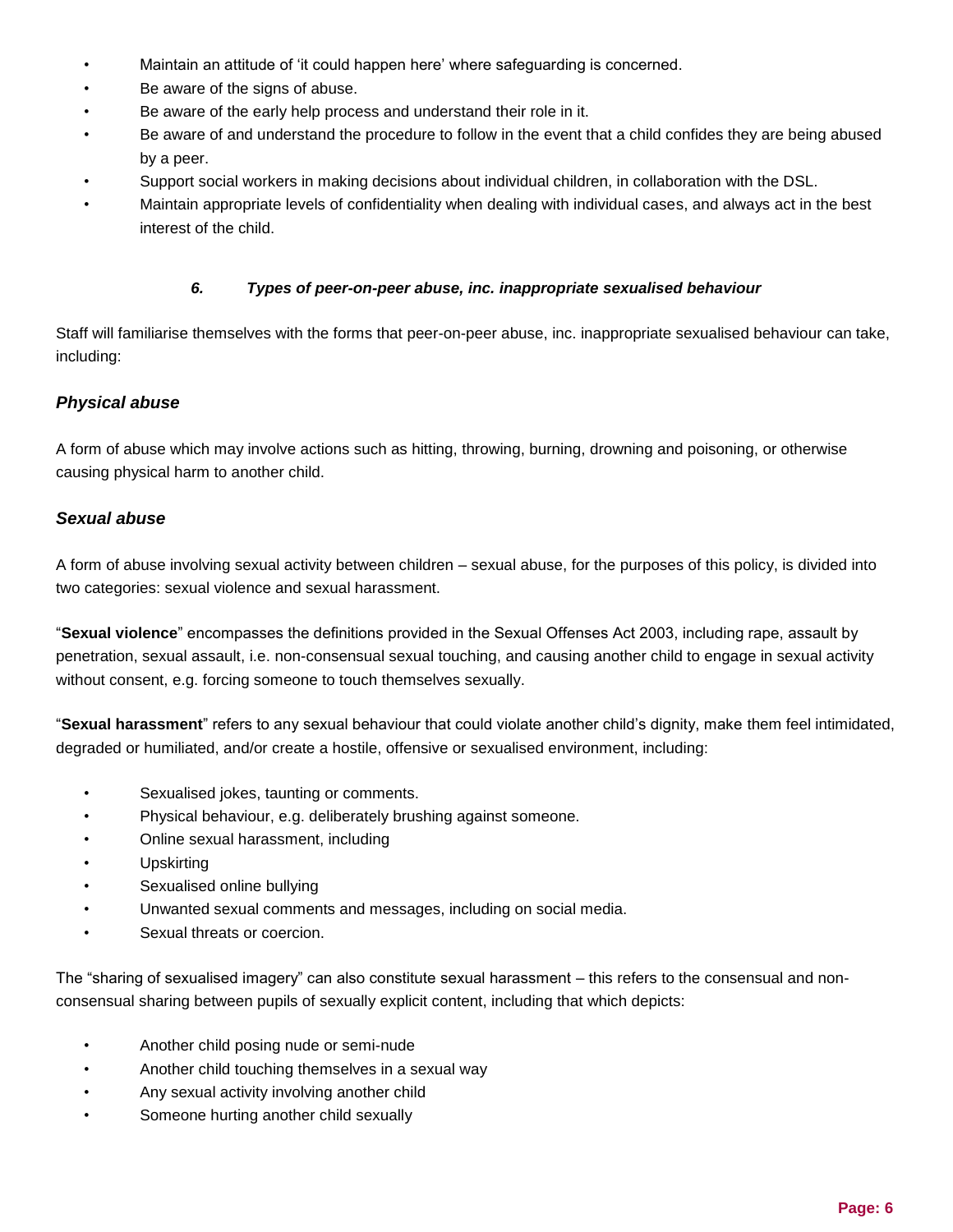- Maintain an attitude of 'it could happen here' where safeguarding is concerned.
- Be aware of the signs of abuse.
- Be aware of the early help process and understand their role in it.
- Be aware of and understand the procedure to follow in the event that a child confides they are being abused by a peer.
- Support social workers in making decisions about individual children, in collaboration with the DSL.
- Maintain appropriate levels of confidentiality when dealing with individual cases, and always act in the best interest of the child.

## *6. Types of peer-on-peer abuse, inc. inappropriate sexualised behaviour*

Staff will familiarise themselves with the forms that peer-on-peer abuse, inc. inappropriate sexualised behaviour can take, including:

### *Physical abuse*

A form of abuse which may involve actions such as hitting, throwing, burning, drowning and poisoning, or otherwise causing physical harm to another child.

### *Sexual abuse*

A form of abuse involving sexual activity between children – sexual abuse, for the purposes of this policy, is divided into two categories: sexual violence and sexual harassment.

"**Sexual violence**" encompasses the definitions provided in the Sexual Offenses Act 2003, including rape, assault by penetration, sexual assault, i.e. non-consensual sexual touching, and causing another child to engage in sexual activity without consent, e.g. forcing someone to touch themselves sexually.

"**Sexual harassment**" refers to any sexual behaviour that could violate another child's dignity, make them feel intimidated, degraded or humiliated, and/or create a hostile, offensive or sexualised environment, including:

- Sexualised jokes, taunting or comments.
- Physical behaviour, e.g. deliberately brushing against someone.
- Online sexual harassment, including
- Upskirting
- Sexualised online bullying
- Unwanted sexual comments and messages, including on social media.
- Sexual threats or coercion.

The "sharing of sexualised imagery" can also constitute sexual harassment – this refers to the consensual and non-consensual sharing between pupils of sexually explicit content, including that which depicts:

- Another child posing nude or semi-nude
- Another child touching themselves in a sexual way
- Any sexual activity involving another child
- Someone hurting another child sexually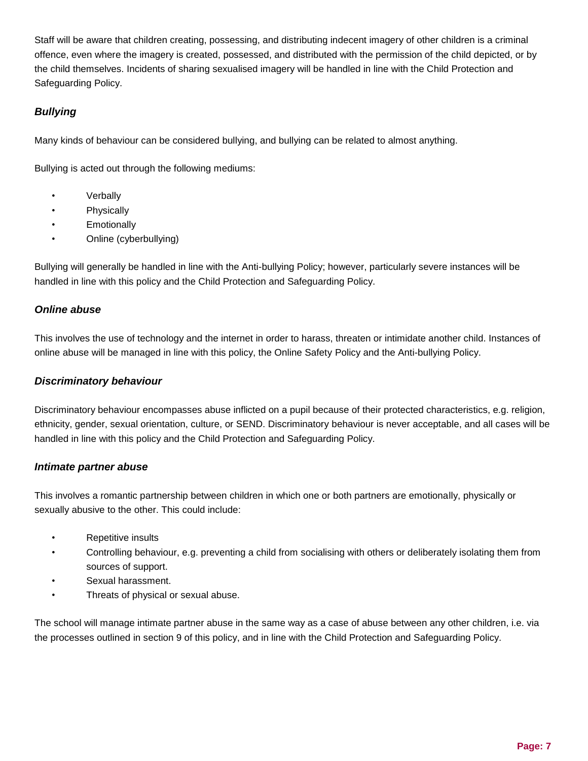Staff will be aware that children creating, possessing, and distributing indecent imagery of other children is a criminal offence, even where the imagery is created, possessed, and distributed with the permission of the child depicted, or by the child themselves. Incidents of sharing sexualised imagery will be handled in line with the Child Protection and Safeguarding Policy.

### ***Bullying***

Many kinds of behaviour can be considered bullying, and bullying can be related to almost anything.

Bullying is acted out through the following mediums:

- Verbally
- Physically
- Emotionally
- Online (cyberbullying)

Bullying will generally be handled in line with the Anti-bullying Policy; however, particularly severe instances will be handled in line with this policy and the Child Protection and Safeguarding Policy.

### ***Online abuse***

This involves the use of technology and the internet in order to harass, threaten or intimidate another child. Instances of online abuse will be managed in line with this policy, the Online Safety Policy and the Anti-bullying Policy.

### ***Discriminatory behaviour***

Discriminatory behaviour encompasses abuse inflicted on a pupil because of their protected characteristics, e.g. religion, ethnicity, gender, sexual orientation, culture, or SEND. Discriminatory behaviour is never acceptable, and all cases will be handled in line with this policy and the Child Protection and Safeguarding Policy.

### ***Intimate partner abuse***

This involves a romantic partnership between children in which one or both partners are emotionally, physically or sexually abusive to the other. This could include:

- Repetitive insults
- Controlling behaviour, e.g. preventing a child from socialising with others or deliberately isolating them from sources of support.
- Sexual harassment.
- Threats of physical or sexual abuse.

The school will manage intimate partner abuse in the same way as a case of abuse between any other children, i.e. via the processes outlined in section 9 of this policy, and in line with the Child Protection and Safeguarding Policy.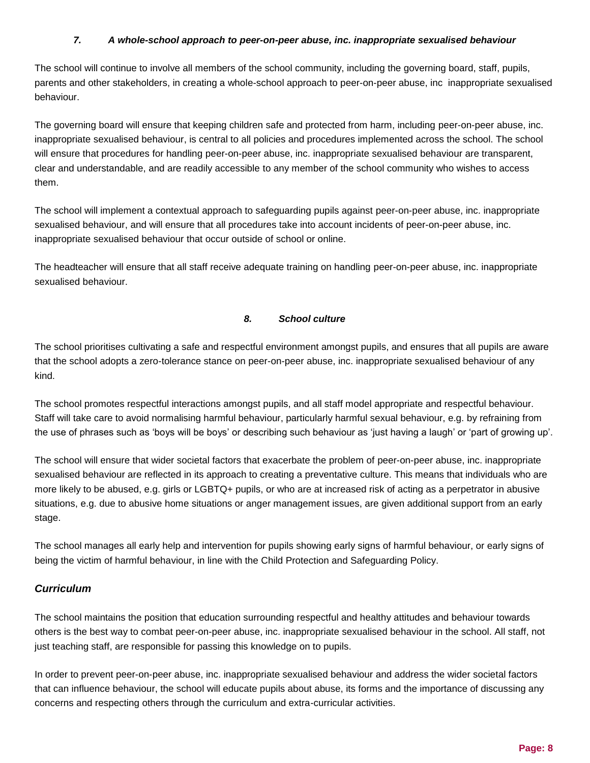### *7. A whole-school approach to peer-on-peer abuse, inc. inappropriate sexualised behaviour*

The school will continue to involve all members of the school community, including the governing board, staff, pupils, parents and other stakeholders, in creating a whole-school approach to peer-on-peer abuse, inc  inappropriate sexualised behaviour.

The governing board will ensure that keeping children safe and protected from harm, including peer-on-peer abuse, inc. inappropriate sexualised behaviour, is central to all policies and procedures implemented across the school. The school will ensure that procedures for handling peer-on-peer abuse, inc. inappropriate sexualised behaviour are transparent, clear and understandable, and are readily accessible to any member of the school community who wishes to access them.

The school will implement a contextual approach to safeguarding pupils against peer-on-peer abuse, inc. inappropriate sexualised behaviour, and will ensure that all procedures take into account incidents of peer-on-peer abuse, inc. inappropriate sexualised behaviour that occur outside of school or online.

The headteacher will ensure that all staff receive adequate training on handling peer-on-peer abuse, inc. inappropriate sexualised behaviour.

### *8. School culture*

The school prioritises cultivating a safe and respectful environment amongst pupils, and ensures that all pupils are aware that the school adopts a zero-tolerance stance on peer-on-peer abuse, inc. inappropriate sexualised behaviour of any kind.

The school promotes respectful interactions amongst pupils, and all staff model appropriate and respectful behaviour. Staff will take care to avoid normalising harmful behaviour, particularly harmful sexual behaviour, e.g. by refraining from the use of phrases such as 'boys will be boys' or describing such behaviour as 'just having a laugh' or 'part of growing up'.

The school will ensure that wider societal factors that exacerbate the problem of peer-on-peer abuse, inc. inappropriate sexualised behaviour are reflected in its approach to creating a preventative culture. This means that individuals who are more likely to be abused, e.g. girls or LGBTQ+ pupils, or who are at increased risk of acting as a perpetrator in abusive situations, e.g. due to abusive home situations or anger management issues, are given additional support from an early stage.

The school manages all early help and intervention for pupils showing early signs of harmful behaviour, or early signs of being the victim of harmful behaviour, in line with the Child Protection and Safeguarding Policy.

## *Curriculum*

The school maintains the position that education surrounding respectful and healthy attitudes and behaviour towards others is the best way to combat peer-on-peer abuse, inc. inappropriate sexualised behaviour in the school. All staff, not just teaching staff, are responsible for passing this knowledge on to pupils.

In order to prevent peer-on-peer abuse, inc. inappropriate sexualised behaviour and address the wider societal factors that can influence behaviour, the school will educate pupils about abuse, its forms and the importance of discussing any concerns and respecting others through the curriculum and extra-curricular activities.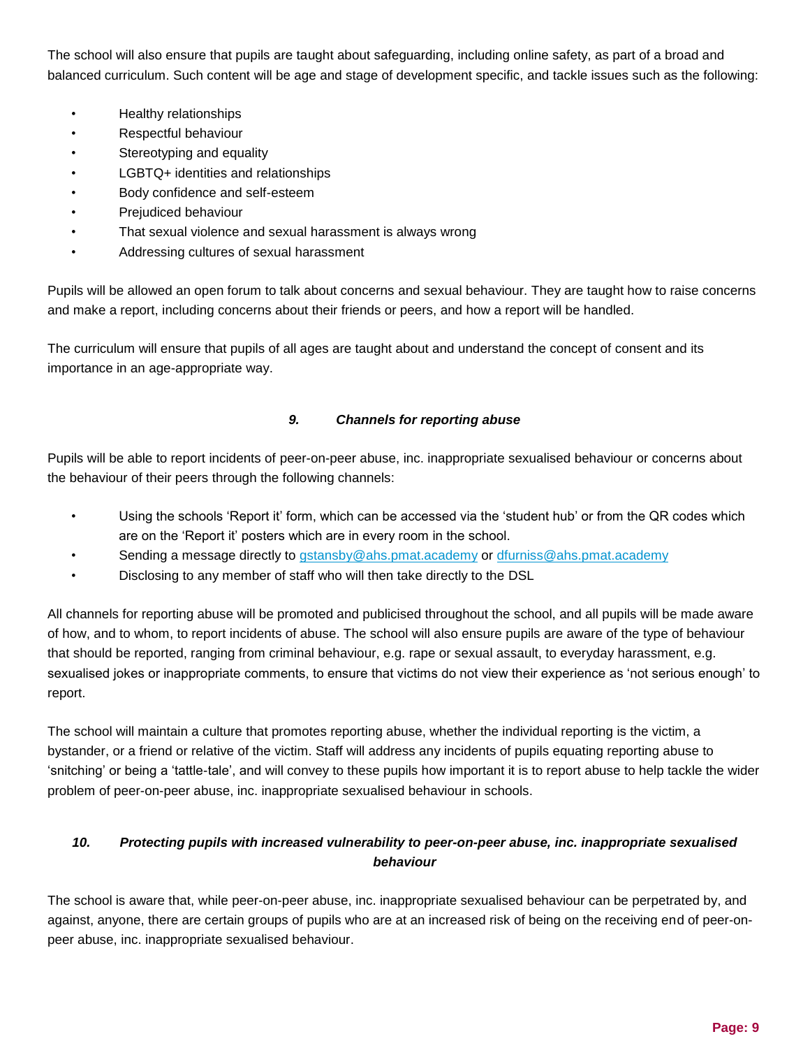The school will also ensure that pupils are taught about safeguarding, including online safety, as part of a broad and balanced curriculum. Such content will be age and stage of development specific, and tackle issues such as the following:

- Healthy relationships
- Respectful behaviour
- Stereotyping and equality
- LGBTQ+ identities and relationships
- Body confidence and self-esteem
- Prejudiced behaviour
- That sexual violence and sexual harassment is always wrong
- Addressing cultures of sexual harassment

Pupils will be allowed an open forum to talk about concerns and sexual behaviour. They are taught how to raise concerns and make a report, including concerns about their friends or peers, and how a report will be handled.

The curriculum will ensure that pupils of all ages are taught about and understand the concept of consent and its importance in an age-appropriate way.

## *9. Channels for reporting abuse*

Pupils will be able to report incidents of peer-on-peer abuse, inc. inappropriate sexualised behaviour or concerns about the behaviour of their peers through the following channels:

- Using the schools 'Report it' form, which can be accessed via the 'student hub' or from the QR codes which are on the 'Report it' posters which are in every room in the school.
- Sending a message directly to gstansby@ahs.pmat.academy or dfurniss@ahs.pmat.academy
- Disclosing to any member of staff who will then take directly to the DSL

All channels for reporting abuse will be promoted and publicised throughout the school, and all pupils will be made aware of how, and to whom, to report incidents of abuse. The school will also ensure pupils are aware of the type of behaviour that should be reported, ranging from criminal behaviour, e.g. rape or sexual assault, to everyday harassment, e.g. sexualised jokes or inappropriate comments, to ensure that victims do not view their experience as 'not serious enough' to report.

The school will maintain a culture that promotes reporting abuse, whether the individual reporting is the victim, a bystander, or a friend or relative of the victim. Staff will address any incidents of pupils equating reporting abuse to 'snitching' or being a 'tattle-tale', and will convey to these pupils how important it is to report abuse to help tackle the wider problem of peer-on-peer abuse, inc. inappropriate sexualised behaviour in schools.

## *10. Protecting pupils with increased vulnerability to peer-on-peer abuse, inc. inappropriate sexualised behaviour*

The school is aware that, while peer-on-peer abuse, inc. inappropriate sexualised behaviour can be perpetrated by, and against, anyone, there are certain groups of pupils who are at an increased risk of being on the receiving end of peer-on-peer abuse, inc. inappropriate sexualised behaviour.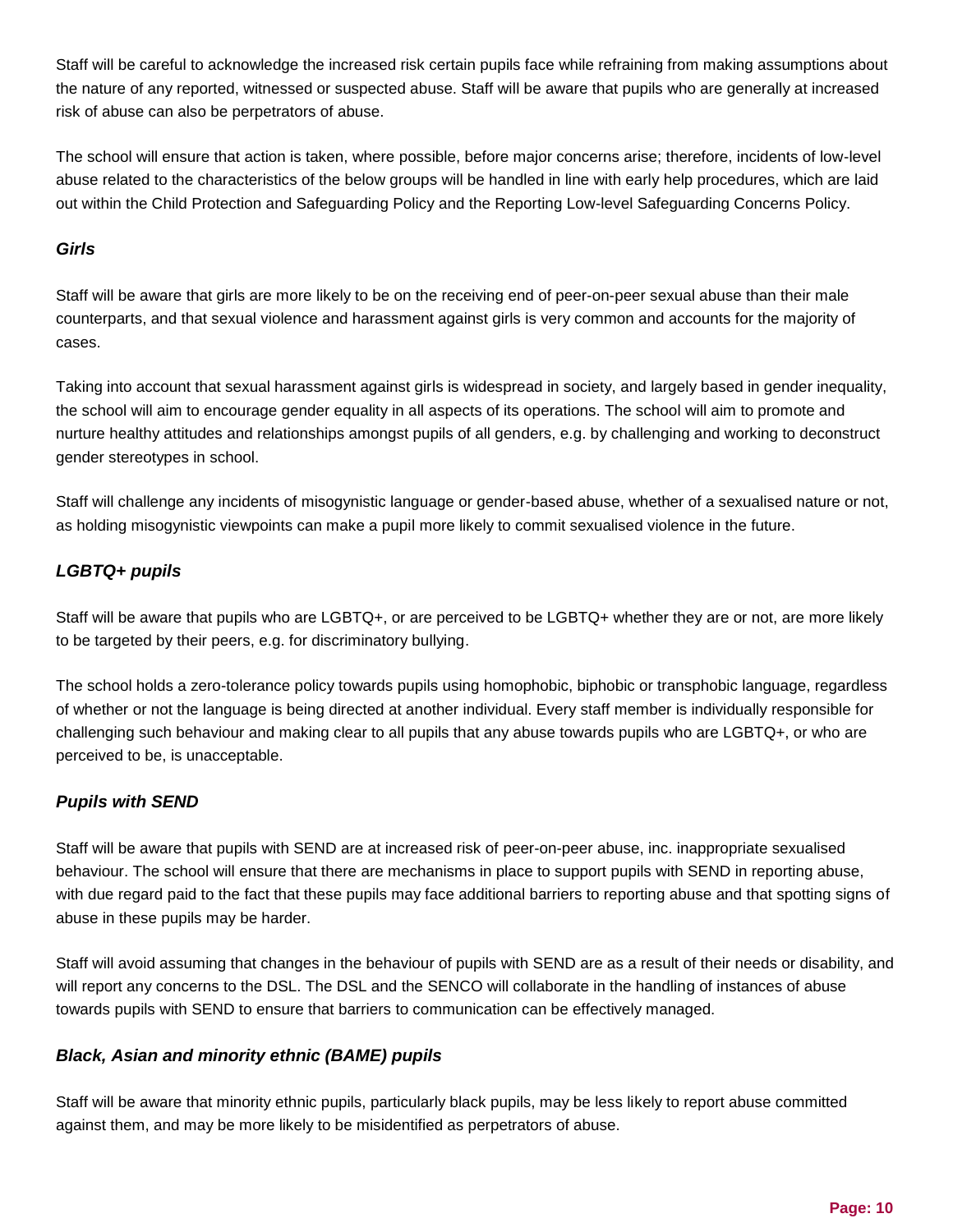Staff will be careful to acknowledge the increased risk certain pupils face while refraining from making assumptions about the nature of any reported, witnessed or suspected abuse. Staff will be aware that pupils who are generally at increased risk of abuse can also be perpetrators of abuse.

The school will ensure that action is taken, where possible, before major concerns arise; therefore, incidents of low-level abuse related to the characteristics of the below groups will be handled in line with early help procedures, which are laid out within the Child Protection and Safeguarding Policy and the Reporting Low-level Safeguarding Concerns Policy.

### *Girls*

Staff will be aware that girls are more likely to be on the receiving end of peer-on-peer sexual abuse than their male counterparts, and that sexual violence and harassment against girls is very common and accounts for the majority of cases.

Taking into account that sexual harassment against girls is widespread in society, and largely based in gender inequality, the school will aim to encourage gender equality in all aspects of its operations. The school will aim to promote and nurture healthy attitudes and relationships amongst pupils of all genders, e.g. by challenging and working to deconstruct gender stereotypes in school.

Staff will challenge any incidents of misogynistic language or gender-based abuse, whether of a sexualised nature or not, as holding misogynistic viewpoints can make a pupil more likely to commit sexualised violence in the future.

### *LGBTQ+ pupils*

Staff will be aware that pupils who are LGBTQ+, or are perceived to be LGBTQ+ whether they are or not, are more likely to be targeted by their peers, e.g. for discriminatory bullying.

The school holds a zero-tolerance policy towards pupils using homophobic, biphobic or transphobic language, regardless of whether or not the language is being directed at another individual. Every staff member is individually responsible for challenging such behaviour and making clear to all pupils that any abuse towards pupils who are LGBTQ+, or who are perceived to be, is unacceptable.

### *Pupils with SEND*

Staff will be aware that pupils with SEND are at increased risk of peer-on-peer abuse, inc. inappropriate sexualised behaviour. The school will ensure that there are mechanisms in place to support pupils with SEND in reporting abuse, with due regard paid to the fact that these pupils may face additional barriers to reporting abuse and that spotting signs of abuse in these pupils may be harder.

Staff will avoid assuming that changes in the behaviour of pupils with SEND are as a result of their needs or disability, and will report any concerns to the DSL. The DSL and the SENCO will collaborate in the handling of instances of abuse towards pupils with SEND to ensure that barriers to communication can be effectively managed.

### *Black, Asian and minority ethnic (BAME) pupils*

Staff will be aware that minority ethnic pupils, particularly black pupils, may be less likely to report abuse committed against them, and may be more likely to be misidentified as perpetrators of abuse.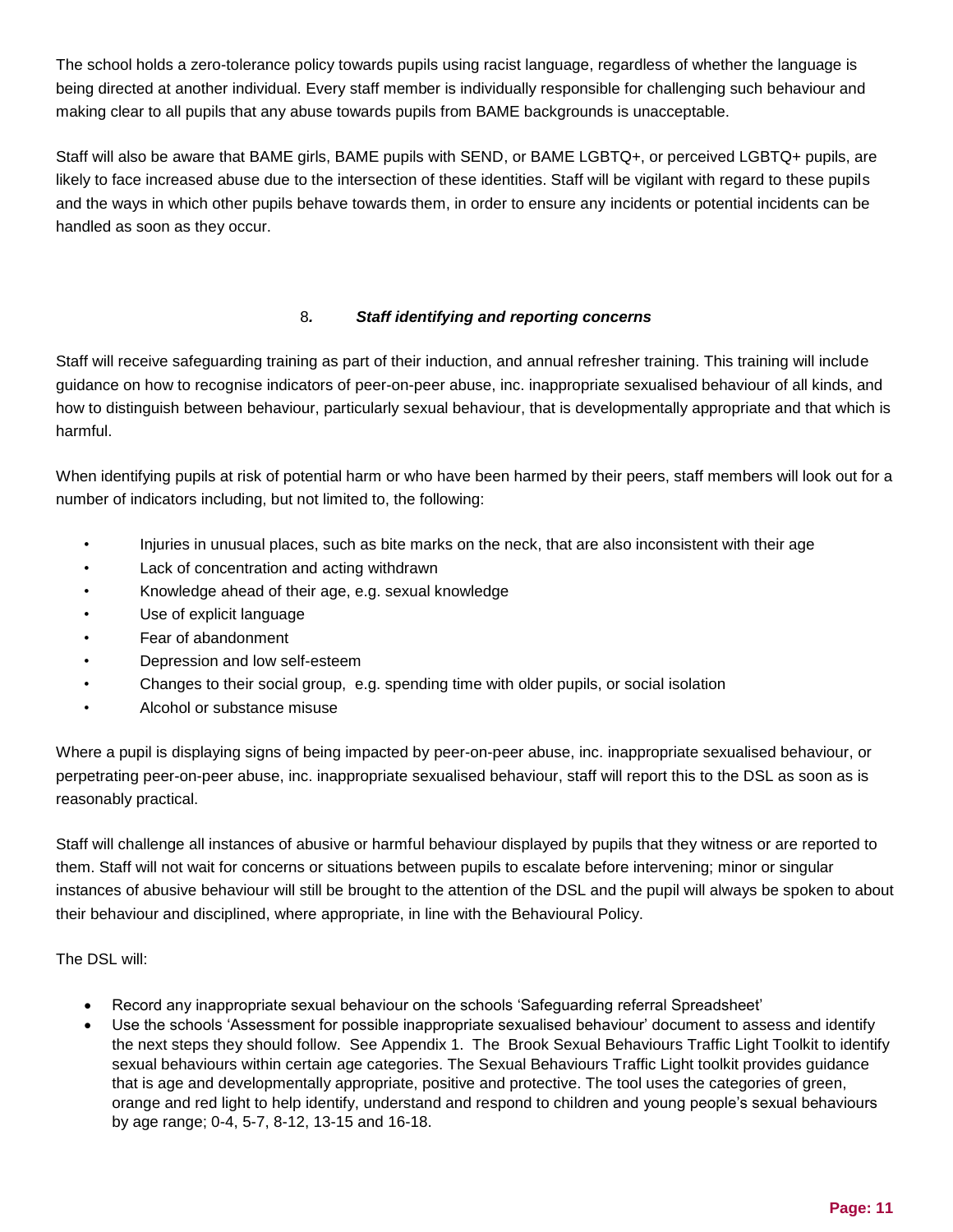The school holds a zero-tolerance policy towards pupils using racist language, regardless of whether the language is being directed at another individual. Every staff member is individually responsible for challenging such behaviour and making clear to all pupils that any abuse towards pupils from BAME backgrounds is unacceptable.

Staff will also be aware that BAME girls, BAME pupils with SEND, or BAME LGBTQ+, or perceived LGBTQ+ pupils, are likely to face increased abuse due to the intersection of these identities. Staff will be vigilant with regard to these pupils and the ways in which other pupils behave towards them, in order to ensure any incidents or potential incidents can be handled as soon as they occur.

## 8. *Staff identifying and reporting concerns*

Staff will receive safeguarding training as part of their induction, and annual refresher training. This training will include guidance on how to recognise indicators of peer-on-peer abuse, inc. inappropriate sexualised behaviour of all kinds, and how to distinguish between behaviour, particularly sexual behaviour, that is developmentally appropriate and that which is harmful.

When identifying pupils at risk of potential harm or who have been harmed by their peers, staff members will look out for a number of indicators including, but not limited to, the following:

- Injuries in unusual places, such as bite marks on the neck, that are also inconsistent with their age
- Lack of concentration and acting withdrawn
- Knowledge ahead of their age, e.g. sexual knowledge
- Use of explicit language
- Fear of abandonment
- Depression and low self-esteem
- Changes to their social group, e.g. spending time with older pupils, or social isolation
- Alcohol or substance misuse

Where a pupil is displaying signs of being impacted by peer-on-peer abuse, inc. inappropriate sexualised behaviour, or perpetrating peer-on-peer abuse, inc. inappropriate sexualised behaviour, staff will report this to the DSL as soon as is reasonably practical.

Staff will challenge all instances of abusive or harmful behaviour displayed by pupils that they witness or are reported to them. Staff will not wait for concerns or situations between pupils to escalate before intervening; minor or singular instances of abusive behaviour will still be brought to the attention of the DSL and the pupil will always be spoken to about their behaviour and disciplined, where appropriate, in line with the Behavioural Policy.

The DSL will:

- Record any inappropriate sexual behaviour on the schools 'Safeguarding referral Spreadsheet'
- Use the schools 'Assessment for possible inappropriate sexualised behaviour' document to assess and identify the next steps they should follow. See Appendix 1. The Brook Sexual Behaviours Traffic Light Toolkit to identify sexual behaviours within certain age categories. The Sexual Behaviours Traffic Light toolkit provides guidance that is age and developmentally appropriate, positive and protective. The tool uses the categories of green, orange and red light to help identify, understand and respond to children and young people's sexual behaviours by age range; 0-4, 5-7, 8-12, 13-15 and 16-18.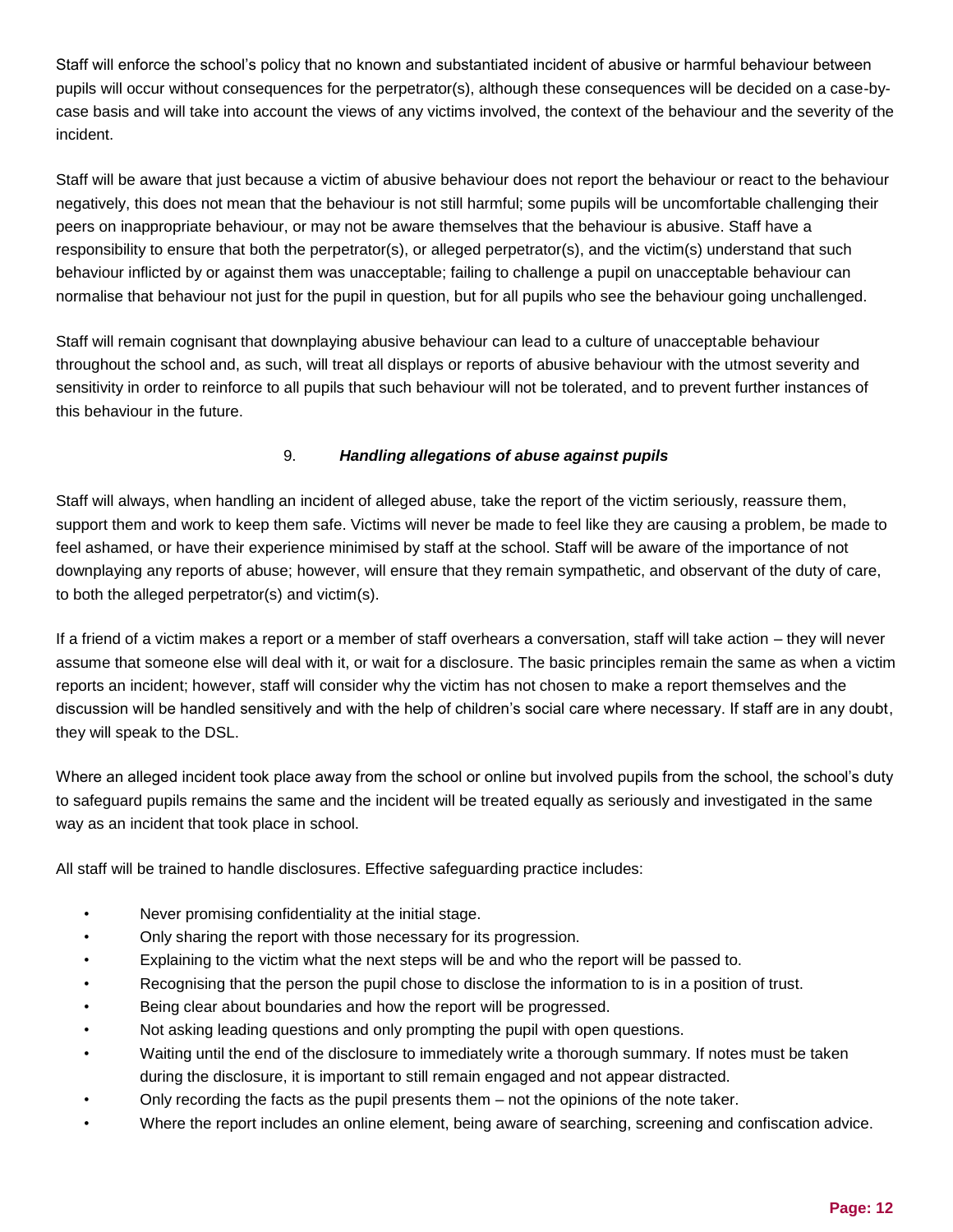Staff will enforce the school's policy that no known and substantiated incident of abusive or harmful behaviour between pupils will occur without consequences for the perpetrator(s), although these consequences will be decided on a case-by-case basis and will take into account the views of any victims involved, the context of the behaviour and the severity of the incident.

Staff will be aware that just because a victim of abusive behaviour does not report the behaviour or react to the behaviour negatively, this does not mean that the behaviour is not still harmful; some pupils will be uncomfortable challenging their peers on inappropriate behaviour, or may not be aware themselves that the behaviour is abusive. Staff have a responsibility to ensure that both the perpetrator(s), or alleged perpetrator(s), and the victim(s) understand that such behaviour inflicted by or against them was unacceptable; failing to challenge a pupil on unacceptable behaviour can normalise that behaviour not just for the pupil in question, but for all pupils who see the behaviour going unchallenged.

Staff will remain cognisant that downplaying abusive behaviour can lead to a culture of unacceptable behaviour throughout the school and, as such, will treat all displays or reports of abusive behaviour with the utmost severity and sensitivity in order to reinforce to all pupils that such behaviour will not be tolerated, and to prevent further instances of this behaviour in the future.

## 9. *Handling allegations of abuse against pupils*

Staff will always, when handling an incident of alleged abuse, take the report of the victim seriously, reassure them, support them and work to keep them safe. Victims will never be made to feel like they are causing a problem, be made to feel ashamed, or have their experience minimised by staff at the school. Staff will be aware of the importance of not downplaying any reports of abuse; however, will ensure that they remain sympathetic, and observant of the duty of care, to both the alleged perpetrator(s) and victim(s).

If a friend of a victim makes a report or a member of staff overhears a conversation, staff will take action – they will never assume that someone else will deal with it, or wait for a disclosure. The basic principles remain the same as when a victim reports an incident; however, staff will consider why the victim has not chosen to make a report themselves and the discussion will be handled sensitively and with the help of children's social care where necessary. If staff are in any doubt, they will speak to the DSL.

Where an alleged incident took place away from the school or online but involved pupils from the school, the school's duty to safeguard pupils remains the same and the incident will be treated equally as seriously and investigated in the same way as an incident that took place in school.

All staff will be trained to handle disclosures. Effective safeguarding practice includes:

- Never promising confidentiality at the initial stage.
- Only sharing the report with those necessary for its progression.
- Explaining to the victim what the next steps will be and who the report will be passed to.
- Recognising that the person the pupil chose to disclose the information to is in a position of trust.
- Being clear about boundaries and how the report will be progressed.
- Not asking leading questions and only prompting the pupil with open questions.
- Waiting until the end of the disclosure to immediately write a thorough summary. If notes must be taken during the disclosure, it is important to still remain engaged and not appear distracted.
- Only recording the facts as the pupil presents them – not the opinions of the note taker.
- Where the report includes an online element, being aware of searching, screening and confiscation advice.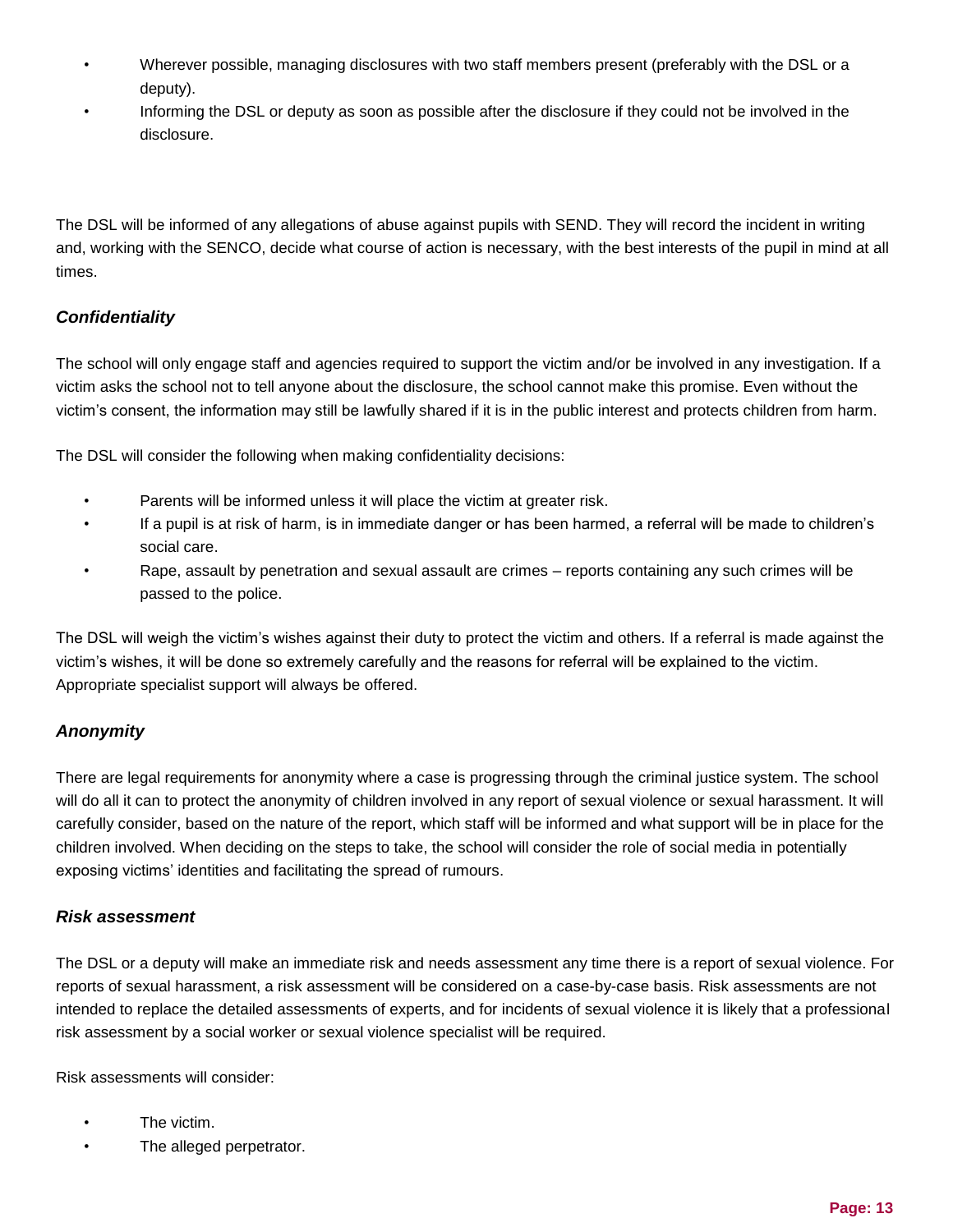- Wherever possible, managing disclosures with two staff members present (preferably with the DSL or a deputy).
- Informing the DSL or deputy as soon as possible after the disclosure if they could not be involved in the disclosure.

The DSL will be informed of any allegations of abuse against pupils with SEND. They will record the incident in writing and, working with the SENCO, decide what course of action is necessary, with the best interests of the pupil in mind at all times.

### *Confidentiality*

The school will only engage staff and agencies required to support the victim and/or be involved in any investigation. If a victim asks the school not to tell anyone about the disclosure, the school cannot make this promise. Even without the victim's consent, the information may still be lawfully shared if it is in the public interest and protects children from harm.

The DSL will consider the following when making confidentiality decisions:

- Parents will be informed unless it will place the victim at greater risk.
- If a pupil is at risk of harm, is in immediate danger or has been harmed, a referral will be made to children's social care.
- Rape, assault by penetration and sexual assault are crimes – reports containing any such crimes will be passed to the police.

The DSL will weigh the victim's wishes against their duty to protect the victim and others. If a referral is made against the victim's wishes, it will be done so extremely carefully and the reasons for referral will be explained to the victim. Appropriate specialist support will always be offered.

### *Anonymity*

There are legal requirements for anonymity where a case is progressing through the criminal justice system. The school will do all it can to protect the anonymity of children involved in any report of sexual violence or sexual harassment. It will carefully consider, based on the nature of the report, which staff will be informed and what support will be in place for the children involved. When deciding on the steps to take, the school will consider the role of social media in potentially exposing victims' identities and facilitating the spread of rumours.

### *Risk assessment*

The DSL or a deputy will make an immediate risk and needs assessment any time there is a report of sexual violence. For reports of sexual harassment, a risk assessment will be considered on a case-by-case basis. Risk assessments are not intended to replace the detailed assessments of experts, and for incidents of sexual violence it is likely that a professional risk assessment by a social worker or sexual violence specialist will be required.

Risk assessments will consider:

- The victim.
- The alleged perpetrator.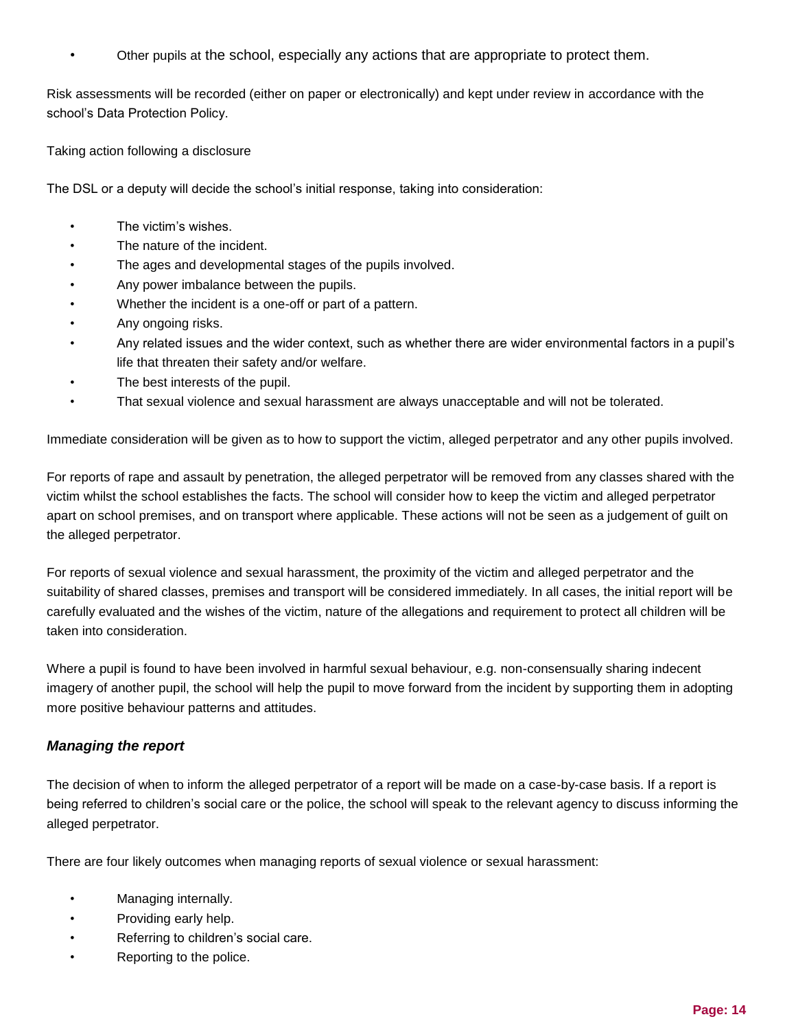- Other pupils at the school, especially any actions that are appropriate to protect them.

Risk assessments will be recorded (either on paper or electronically) and kept under review in accordance with the school's Data Protection Policy.

Taking action following a disclosure

The DSL or a deputy will decide the school's initial response, taking into consideration:

- The victim's wishes.
- The nature of the incident.
- The ages and developmental stages of the pupils involved.
- Any power imbalance between the pupils.
- Whether the incident is a one-off or part of a pattern.
- Any ongoing risks.
- Any related issues and the wider context, such as whether there are wider environmental factors in a pupil's life that threaten their safety and/or welfare.
- The best interests of the pupil.
- That sexual violence and sexual harassment are always unacceptable and will not be tolerated.

Immediate consideration will be given as to how to support the victim, alleged perpetrator and any other pupils involved.

For reports of rape and assault by penetration, the alleged perpetrator will be removed from any classes shared with the victim whilst the school establishes the facts. The school will consider how to keep the victim and alleged perpetrator apart on school premises, and on transport where applicable. These actions will not be seen as a judgement of guilt on the alleged perpetrator.

For reports of sexual violence and sexual harassment, the proximity of the victim and alleged perpetrator and the suitability of shared classes, premises and transport will be considered immediately. In all cases, the initial report will be carefully evaluated and the wishes of the victim, nature of the allegations and requirement to protect all children will be taken into consideration.

Where a pupil is found to have been involved in harmful sexual behaviour, e.g. non-consensually sharing indecent imagery of another pupil, the school will help the pupil to move forward from the incident by supporting them in adopting more positive behaviour patterns and attitudes.

### *Managing the report*

The decision of when to inform the alleged perpetrator of a report will be made on a case-by-case basis. If a report is being referred to children's social care or the police, the school will speak to the relevant agency to discuss informing the alleged perpetrator.

There are four likely outcomes when managing reports of sexual violence or sexual harassment:

- Managing internally.
- Providing early help.
- Referring to children's social care.
- Reporting to the police.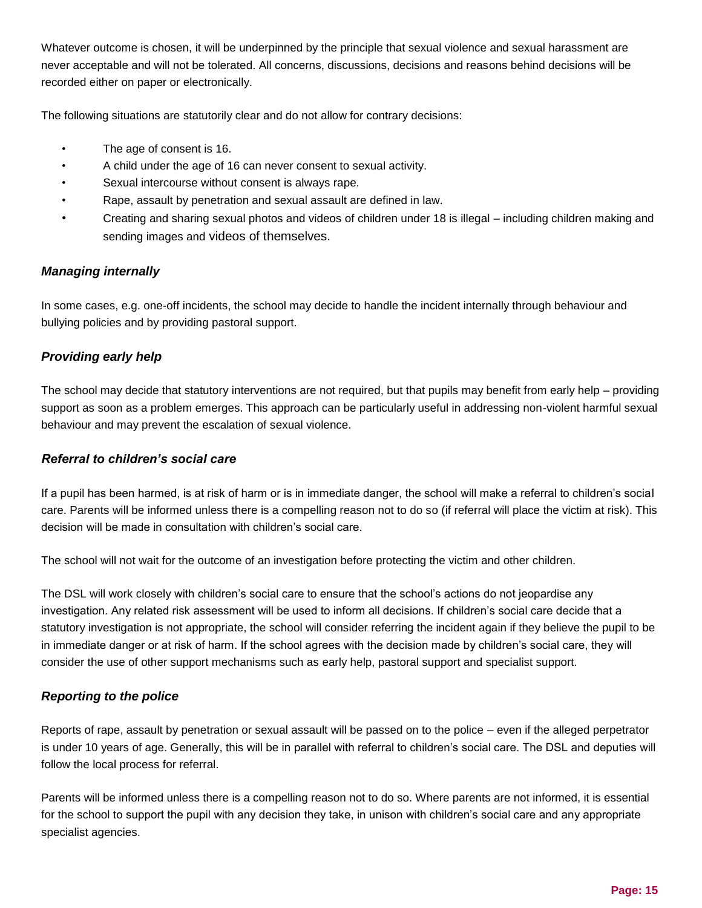Whatever outcome is chosen, it will be underpinned by the principle that sexual violence and sexual harassment are never acceptable and will not be tolerated. All concerns, discussions, decisions and reasons behind decisions will be recorded either on paper or electronically.

The following situations are statutorily clear and do not allow for contrary decisions:

- The age of consent is 16.
- A child under the age of 16 can never consent to sexual activity.
- Sexual intercourse without consent is always rape.
- Rape, assault by penetration and sexual assault are defined in law.
- Creating and sharing sexual photos and videos of children under 18 is illegal – including children making and sending images and videos of themselves.

### *Managing internally*

In some cases, e.g. one-off incidents, the school may decide to handle the incident internally through behaviour and bullying policies and by providing pastoral support.

### *Providing early help*

The school may decide that statutory interventions are not required, but that pupils may benefit from early help – providing support as soon as a problem emerges. This approach can be particularly useful in addressing non-violent harmful sexual behaviour and may prevent the escalation of sexual violence.

### *Referral to children's social care*

If a pupil has been harmed, is at risk of harm or is in immediate danger, the school will make a referral to children's social care. Parents will be informed unless there is a compelling reason not to do so (if referral will place the victim at risk). This decision will be made in consultation with children's social care.

The school will not wait for the outcome of an investigation before protecting the victim and other children.

The DSL will work closely with children's social care to ensure that the school's actions do not jeopardise any investigation. Any related risk assessment will be used to inform all decisions. If children's social care decide that a statutory investigation is not appropriate, the school will consider referring the incident again if they believe the pupil to be in immediate danger or at risk of harm. If the school agrees with the decision made by children's social care, they will consider the use of other support mechanisms such as early help, pastoral support and specialist support.

### *Reporting to the police*

Reports of rape, assault by penetration or sexual assault will be passed on to the police – even if the alleged perpetrator is under 10 years of age. Generally, this will be in parallel with referral to children's social care. The DSL and deputies will follow the local process for referral.

Parents will be informed unless there is a compelling reason not to do so. Where parents are not informed, it is essential for the school to support the pupil with any decision they take, in unison with children's social care and any appropriate specialist agencies.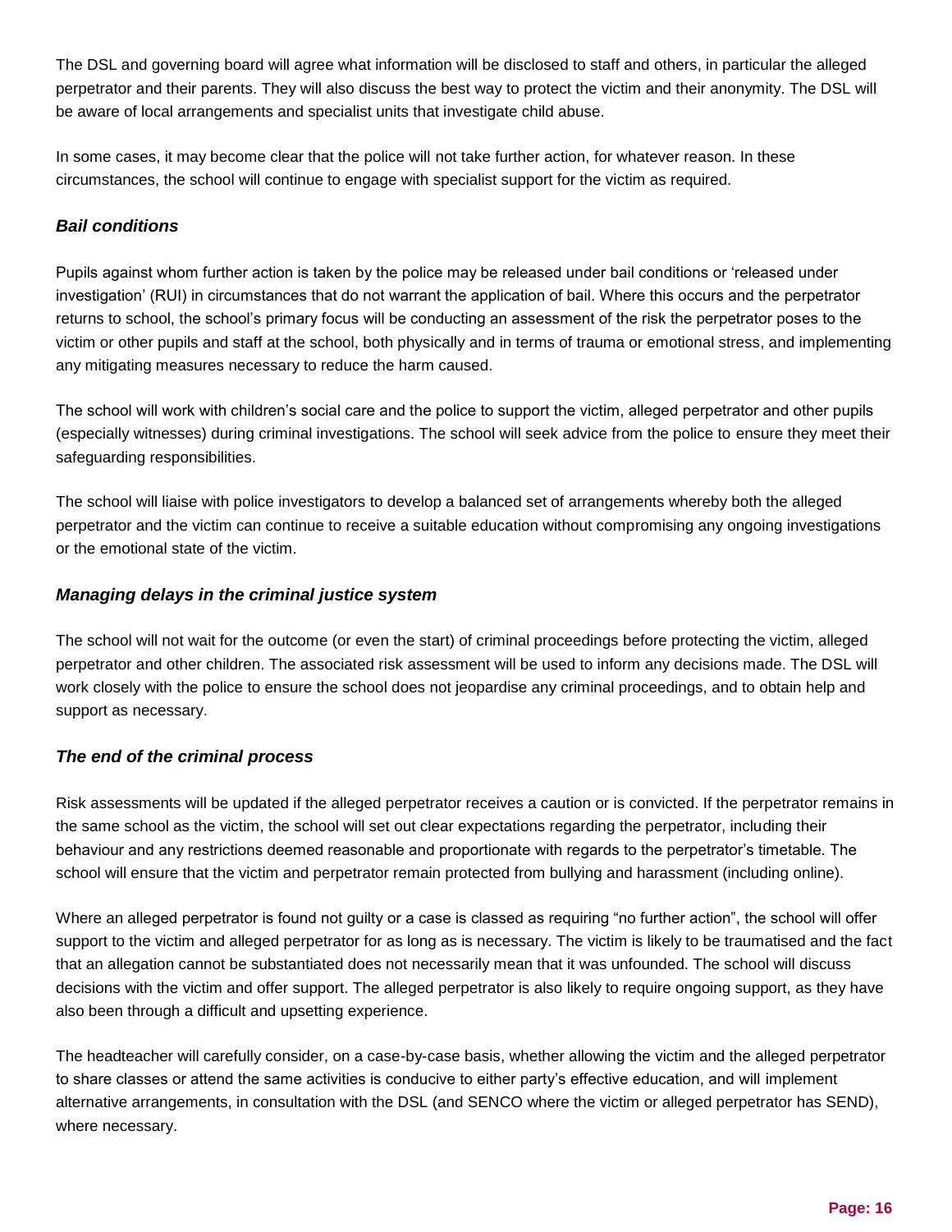The DSL and governing board will agree what information will be disclosed to staff and others, in particular the alleged perpetrator and their parents. They will also discuss the best way to protect the victim and their anonymity. The DSL will be aware of local arrangements and specialist units that investigate child abuse.

In some cases, it may become clear that the police will not take further action, for whatever reason. In these circumstances, the school will continue to engage with specialist support for the victim as required.

### *Bail conditions*

Pupils against whom further action is taken by the police may be released under bail conditions or 'released under investigation' (RUI) in circumstances that do not warrant the application of bail. Where this occurs and the perpetrator returns to school, the school's primary focus will be conducting an assessment of the risk the perpetrator poses to the victim or other pupils and staff at the school, both physically and in terms of trauma or emotional stress, and implementing any mitigating measures necessary to reduce the harm caused.

The school will work with children's social care and the police to support the victim, alleged perpetrator and other pupils (especially witnesses) during criminal investigations. The school will seek advice from the police to ensure they meet their safeguarding responsibilities.

The school will liaise with police investigators to develop a balanced set of arrangements whereby both the alleged perpetrator and the victim can continue to receive a suitable education without compromising any ongoing investigations or the emotional state of the victim.

### *Managing delays in the criminal justice system*

The school will not wait for the outcome (or even the start) of criminal proceedings before protecting the victim, alleged perpetrator and other children. The associated risk assessment will be used to inform any decisions made. The DSL will work closely with the police to ensure the school does not jeopardise any criminal proceedings, and to obtain help and support as necessary.

### *The end of the criminal process*

Risk assessments will be updated if the alleged perpetrator receives a caution or is convicted. If the perpetrator remains in the same school as the victim, the school will set out clear expectations regarding the perpetrator, including their behaviour and any restrictions deemed reasonable and proportionate with regards to the perpetrator's timetable. The school will ensure that the victim and perpetrator remain protected from bullying and harassment (including online).

Where an alleged perpetrator is found not guilty or a case is classed as requiring "no further action", the school will offer support to the victim and alleged perpetrator for as long as is necessary. The victim is likely to be traumatised and the fact that an allegation cannot be substantiated does not necessarily mean that it was unfounded. The school will discuss decisions with the victim and offer support. The alleged perpetrator is also likely to require ongoing support, as they have also been through a difficult and upsetting experience.

The headteacher will carefully consider, on a case-by-case basis, whether allowing the victim and the alleged perpetrator to share classes or attend the same activities is conducive to either party's effective education, and will implement alternative arrangements, in consultation with the DSL (and SENCO where the victim or alleged perpetrator has SEND), where necessary.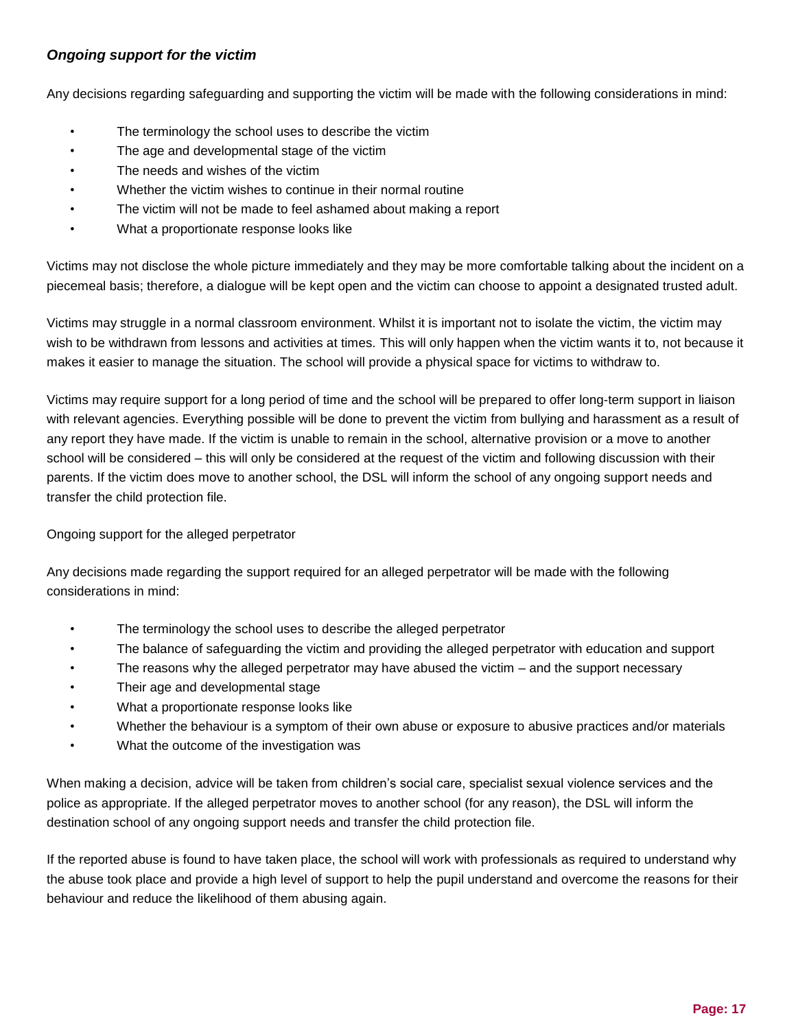### *Ongoing support for the victim*

Any decisions regarding safeguarding and supporting the victim will be made with the following considerations in mind:

- The terminology the school uses to describe the victim
- The age and developmental stage of the victim
- The needs and wishes of the victim
- Whether the victim wishes to continue in their normal routine
- The victim will not be made to feel ashamed about making a report
- What a proportionate response looks like

Victims may not disclose the whole picture immediately and they may be more comfortable talking about the incident on a piecemeal basis; therefore, a dialogue will be kept open and the victim can choose to appoint a designated trusted adult.

Victims may struggle in a normal classroom environment. Whilst it is important not to isolate the victim, the victim may wish to be withdrawn from lessons and activities at times. This will only happen when the victim wants it to, not because it makes it easier to manage the situation. The school will provide a physical space for victims to withdraw to.

Victims may require support for a long period of time and the school will be prepared to offer long-term support in liaison with relevant agencies. Everything possible will be done to prevent the victim from bullying and harassment as a result of any report they have made. If the victim is unable to remain in the school, alternative provision or a move to another school will be considered – this will only be considered at the request of the victim and following discussion with their parents. If the victim does move to another school, the DSL will inform the school of any ongoing support needs and transfer the child protection file.

Ongoing support for the alleged perpetrator

Any decisions made regarding the support required for an alleged perpetrator will be made with the following considerations in mind:

- The terminology the school uses to describe the alleged perpetrator
- The balance of safeguarding the victim and providing the alleged perpetrator with education and support
- The reasons why the alleged perpetrator may have abused the victim – and the support necessary
- Their age and developmental stage
- What a proportionate response looks like
- Whether the behaviour is a symptom of their own abuse or exposure to abusive practices and/or materials
- What the outcome of the investigation was

When making a decision, advice will be taken from children's social care, specialist sexual violence services and the police as appropriate. If the alleged perpetrator moves to another school (for any reason), the DSL will inform the destination school of any ongoing support needs and transfer the child protection file.

If the reported abuse is found to have taken place, the school will work with professionals as required to understand why the abuse took place and provide a high level of support to help the pupil understand and overcome the reasons for their behaviour and reduce the likelihood of them abusing again.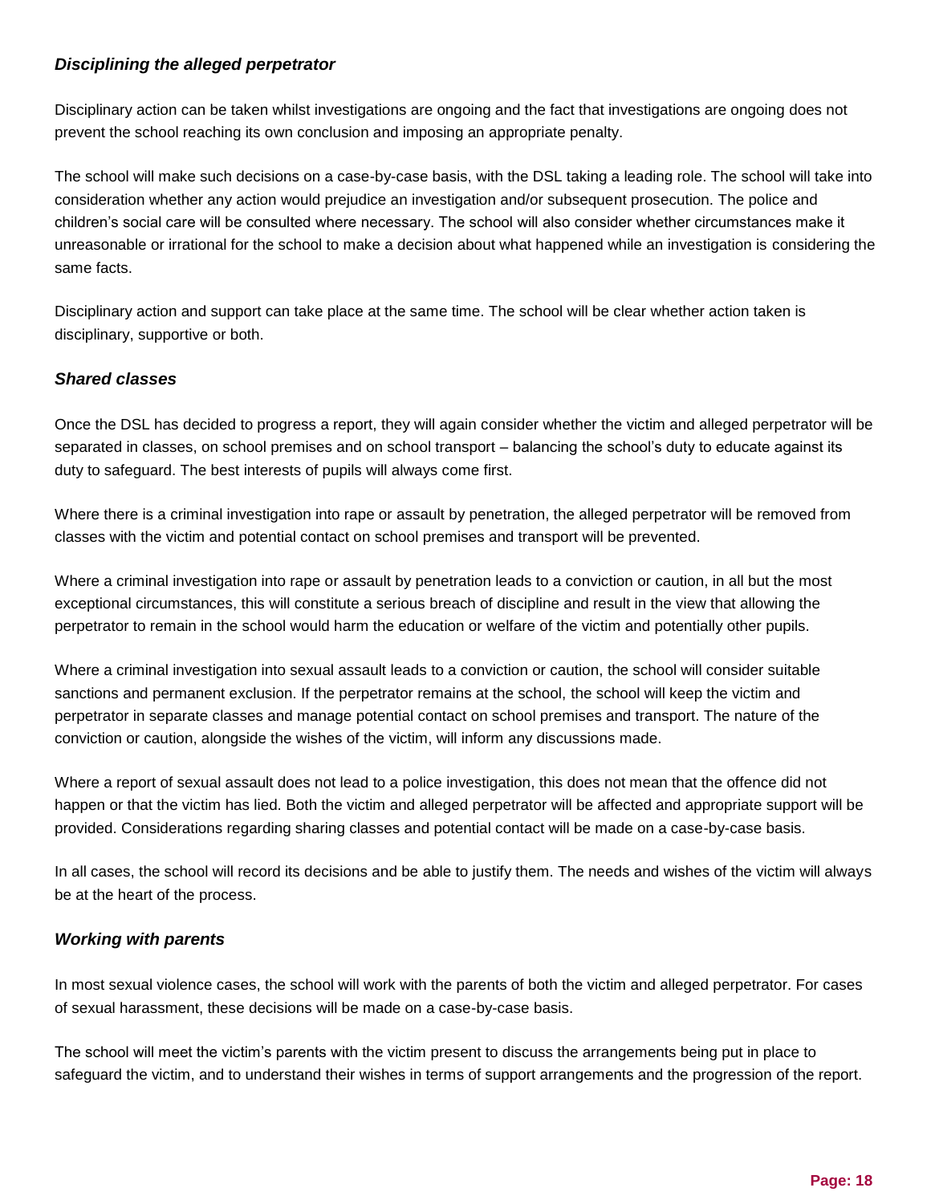### *Disciplining the alleged perpetrator*

Disciplinary action can be taken whilst investigations are ongoing and the fact that investigations are ongoing does not prevent the school reaching its own conclusion and imposing an appropriate penalty.

The school will make such decisions on a case-by-case basis, with the DSL taking a leading role. The school will take into consideration whether any action would prejudice an investigation and/or subsequent prosecution. The police and children's social care will be consulted where necessary. The school will also consider whether circumstances make it unreasonable or irrational for the school to make a decision about what happened while an investigation is considering the same facts.

Disciplinary action and support can take place at the same time. The school will be clear whether action taken is disciplinary, supportive or both.

### *Shared classes*

Once the DSL has decided to progress a report, they will again consider whether the victim and alleged perpetrator will be separated in classes, on school premises and on school transport – balancing the school's duty to educate against its duty to safeguard. The best interests of pupils will always come first.

Where there is a criminal investigation into rape or assault by penetration, the alleged perpetrator will be removed from classes with the victim and potential contact on school premises and transport will be prevented.

Where a criminal investigation into rape or assault by penetration leads to a conviction or caution, in all but the most exceptional circumstances, this will constitute a serious breach of discipline and result in the view that allowing the perpetrator to remain in the school would harm the education or welfare of the victim and potentially other pupils.

Where a criminal investigation into sexual assault leads to a conviction or caution, the school will consider suitable sanctions and permanent exclusion. If the perpetrator remains at the school, the school will keep the victim and perpetrator in separate classes and manage potential contact on school premises and transport. The nature of the conviction or caution, alongside the wishes of the victim, will inform any discussions made.

Where a report of sexual assault does not lead to a police investigation, this does not mean that the offence did not happen or that the victim has lied. Both the victim and alleged perpetrator will be affected and appropriate support will be provided. Considerations regarding sharing classes and potential contact will be made on a case-by-case basis.

In all cases, the school will record its decisions and be able to justify them. The needs and wishes of the victim will always be at the heart of the process.

### *Working with parents*

In most sexual violence cases, the school will work with the parents of both the victim and alleged perpetrator. For cases of sexual harassment, these decisions will be made on a case-by-case basis.

The school will meet the victim's parents with the victim present to discuss the arrangements being put in place to safeguard the victim, and to understand their wishes in terms of support arrangements and the progression of the report.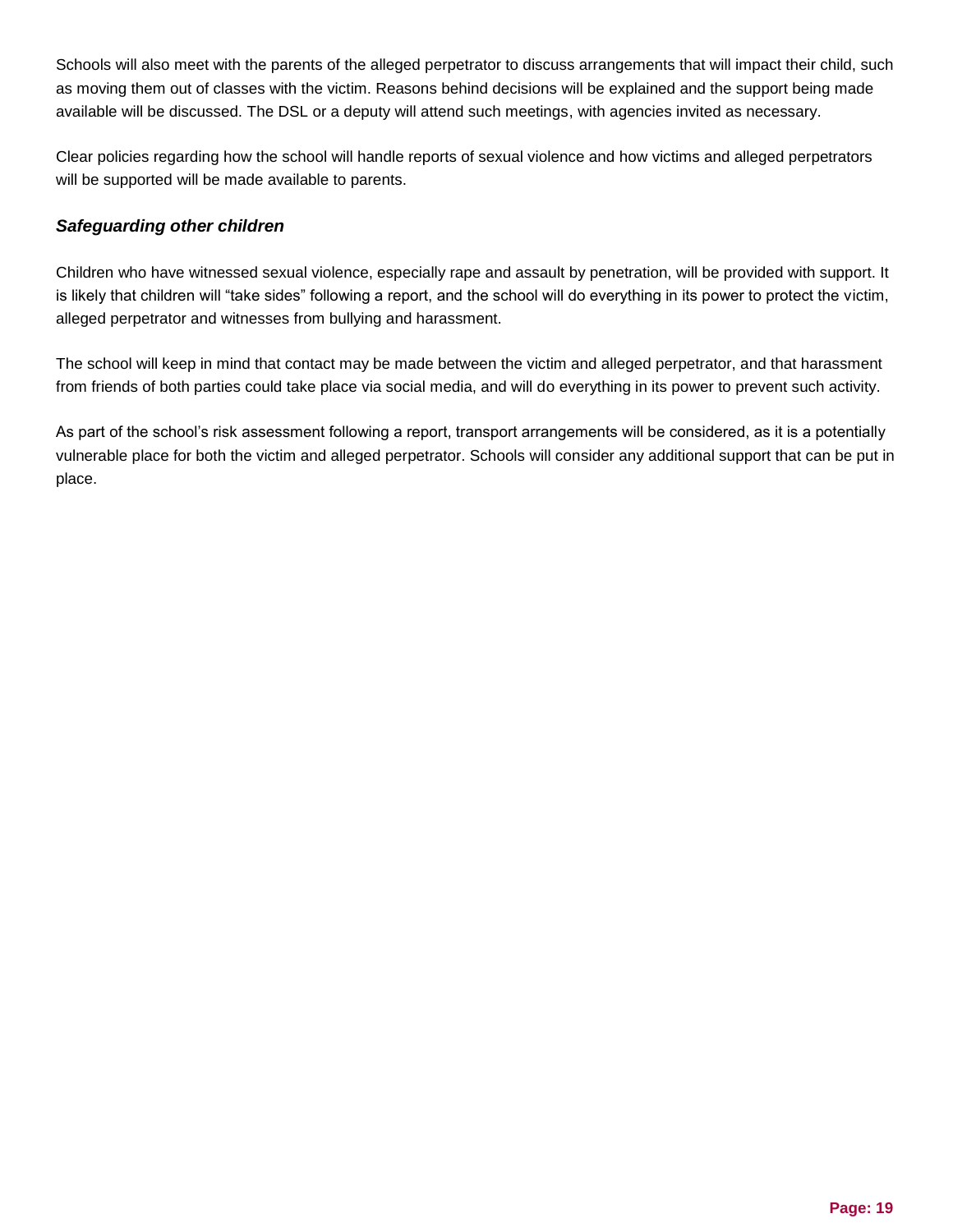Schools will also meet with the parents of the alleged perpetrator to discuss arrangements that will impact their child, such as moving them out of classes with the victim. Reasons behind decisions will be explained and the support being made available will be discussed. The DSL or a deputy will attend such meetings, with agencies invited as necessary.

Clear policies regarding how the school will handle reports of sexual violence and how victims and alleged perpetrators will be supported will be made available to parents.

### *Safeguarding other children*

Children who have witnessed sexual violence, especially rape and assault by penetration, will be provided with support. It is likely that children will "take sides" following a report, and the school will do everything in its power to protect the victim, alleged perpetrator and witnesses from bullying and harassment.

The school will keep in mind that contact may be made between the victim and alleged perpetrator, and that harassment from friends of both parties could take place via social media, and will do everything in its power to prevent such activity.

As part of the school's risk assessment following a report, transport arrangements will be considered, as it is a potentially vulnerable place for both the victim and alleged perpetrator. Schools will consider any additional support that can be put in place.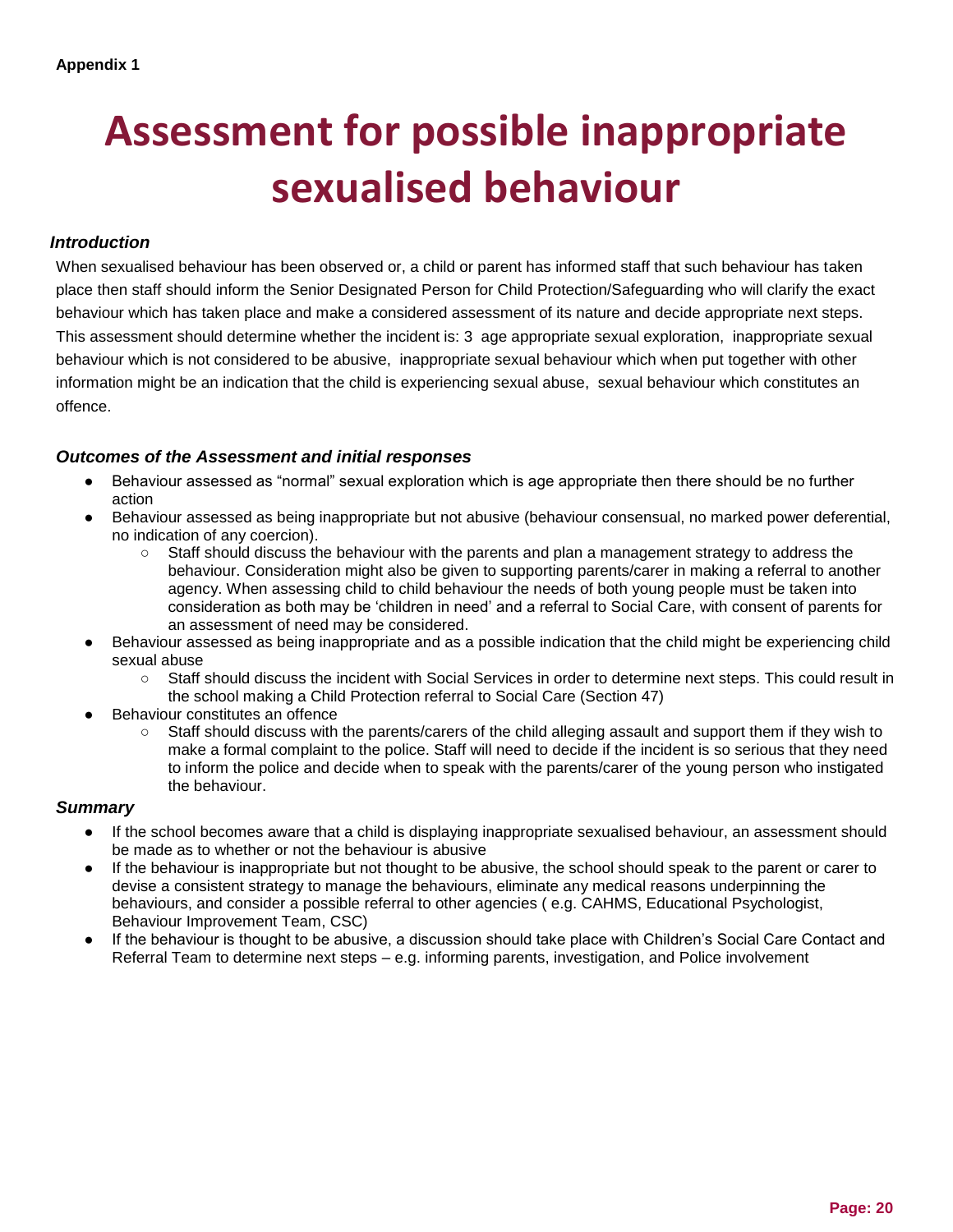**Appendix 1**

# Assessment for possible inappropriate sexualised behaviour

### *Introduction*

When sexualised behaviour has been observed or, a child or parent has informed staff that such behaviour has taken place then staff should inform the Senior Designated Person for Child Protection/Safeguarding who will clarify the exact behaviour which has taken place and make a considered assessment of its nature and decide appropriate next steps. This assessment should determine whether the incident is: 3 age appropriate sexual exploration, inappropriate sexual behaviour which is not considered to be abusive, inappropriate sexual behaviour which when put together with other information might be an indication that the child is experiencing sexual abuse, sexual behaviour which constitutes an offence.

### *Outcomes of the Assessment and initial responses*

- Behaviour assessed as "normal" sexual exploration which is age appropriate then there should be no further action
- Behaviour assessed as being inappropriate but not abusive (behaviour consensual, no marked power deferential, no indication of any coercion).
  - Staff should discuss the behaviour with the parents and plan a management strategy to address the behaviour. Consideration might also be given to supporting parents/carer in making a referral to another agency. When assessing child to child behaviour the needs of both young people must be taken into consideration as both may be 'children in need' and a referral to Social Care, with consent of parents for an assessment of need may be considered.
- Behaviour assessed as being inappropriate and as a possible indication that the child might be experiencing child sexual abuse
  - Staff should discuss the incident with Social Services in order to determine next steps. This could result in the school making a Child Protection referral to Social Care (Section 47)
- Behaviour constitutes an offence
  - Staff should discuss with the parents/carers of the child alleging assault and support them if they wish to make a formal complaint to the police. Staff will need to decide if the incident is so serious that they need to inform the police and decide when to speak with the parents/carer of the young person who instigated the behaviour.

### *Summary*

- If the school becomes aware that a child is displaying inappropriate sexualised behaviour, an assessment should be made as to whether or not the behaviour is abusive
- If the behaviour is inappropriate but not thought to be abusive, the school should speak to the parent or carer to devise a consistent strategy to manage the behaviours, eliminate any medical reasons underpinning the behaviours, and consider a possible referral to other agencies ( e.g. CAHMS, Educational Psychologist, Behaviour Improvement Team, CSC)
- If the behaviour is thought to be abusive, a discussion should take place with Children's Social Care Contact and Referral Team to determine next steps – e.g. informing parents, investigation, and Police involvement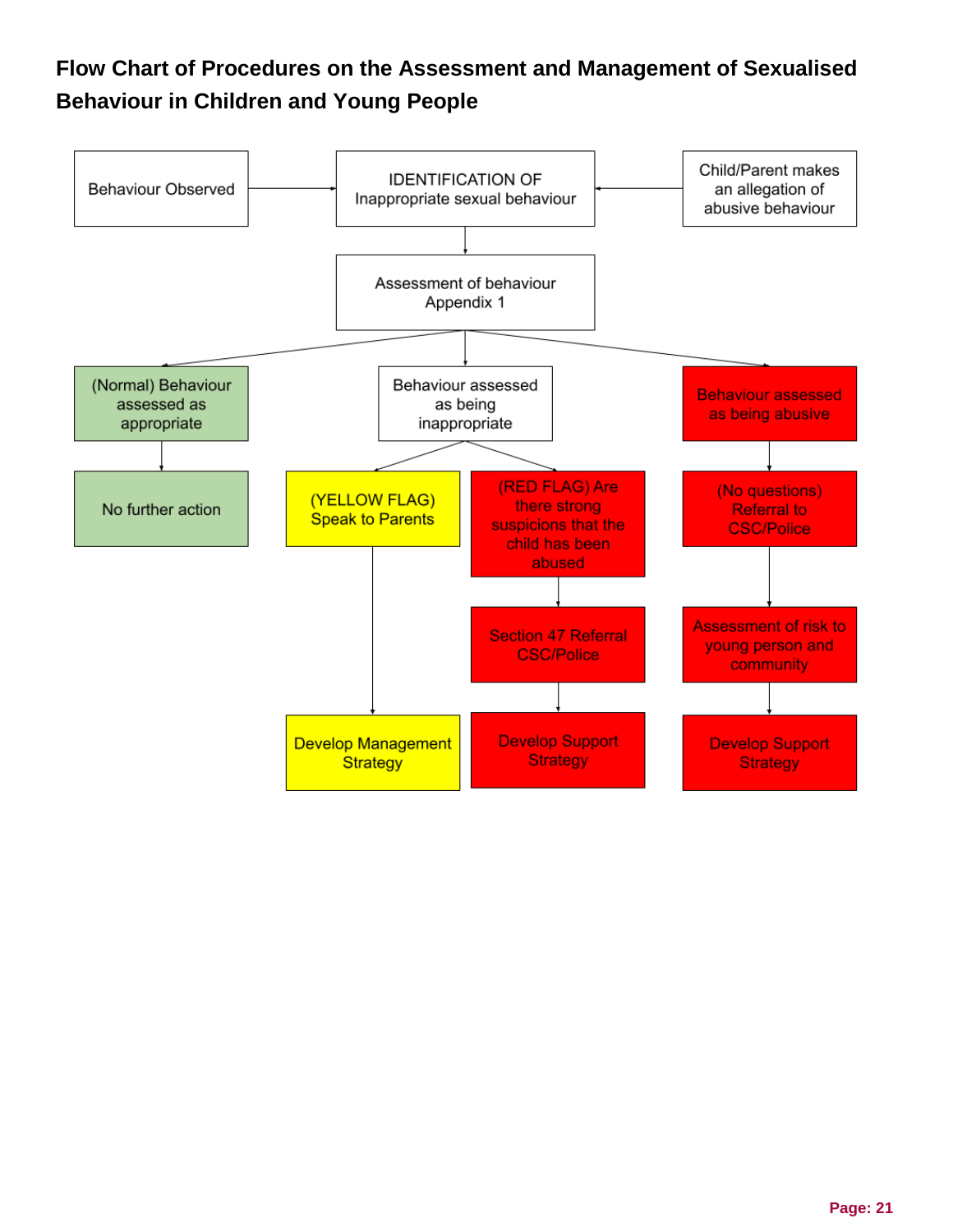# Flow Chart of Procedures on the Assessment and Management of Sexualised Behaviour in Children and Young People

- Behaviour Observed → IDENTIFICATION OF Inappropriate sexual behaviour
- Child/Parent makes an allegation of abusive behaviour → IDENTIFICATION OF Inappropriate sexual behaviour

IDENTIFICATION OF Inappropriate sexual behaviour → Assessment of behaviour Appendix 1

Assessment of behaviour Appendix 1 →

1. (Normal) Behaviour assessed as appropriate → No further action
2. Behaviour assessed as being inappropriate →
   - (YELLOW FLAG) Speak to Parents → Develop Management Strategy
   - (RED FLAG) Are there strong suspicions that the child has been abused → Section 47 Referral CSC/Police → Develop Support Strategy
3. Behaviour assessed as being abusive → (No questions) Referral to CSC/Police → Assessment of risk to young person and community → Develop Support Strategy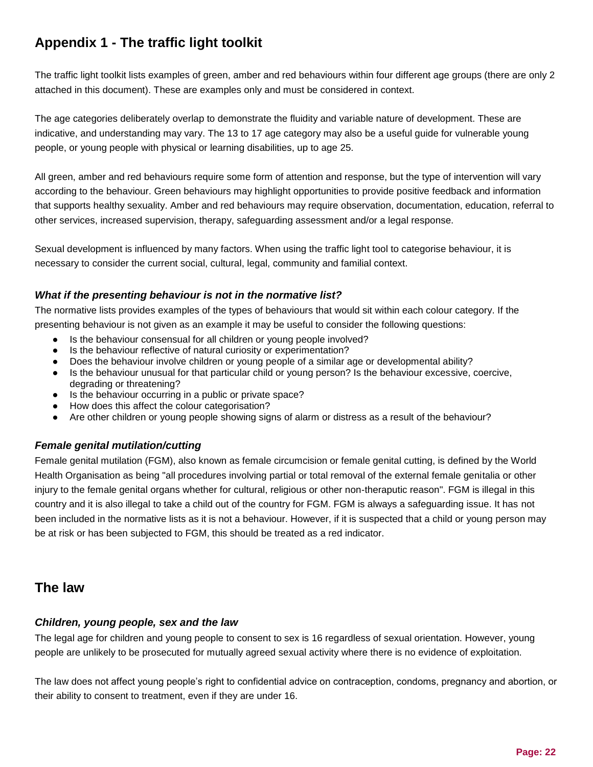## Appendix 1 - The traffic light toolkit

The traffic light toolkit lists examples of green, amber and red behaviours within four different age groups (there are only 2 attached in this document). These are examples only and must be considered in context.

The age categories deliberately overlap to demonstrate the fluidity and variable nature of development. These are indicative, and understanding may vary. The 13 to 17 age category may also be a useful guide for vulnerable young people, or young people with physical or learning disabilities, up to age 25.

All green, amber and red behaviours require some form of attention and response, but the type of intervention will vary according to the behaviour. Green behaviours may highlight opportunities to provide positive feedback and information that supports healthy sexuality. Amber and red behaviours may require observation, documentation, education, referral to other services, increased supervision, therapy, safeguarding assessment and/or a legal response.

Sexual development is influenced by many factors. When using the traffic light tool to categorise behaviour, it is necessary to consider the current social, cultural, legal, community and familial context.

### *What if the presenting behaviour is not in the normative list?*

The normative lists provides examples of the types of behaviours that would sit within each colour category. If the presenting behaviour is not given as an example it may be useful to consider the following questions:

- Is the behaviour consensual for all children or young people involved?
- Is the behaviour reflective of natural curiosity or experimentation?
- Does the behaviour involve children or young people of a similar age or developmental ability?
- Is the behaviour unusual for that particular child or young person? Is the behaviour excessive, coercive, degrading or threatening?
- Is the behaviour occurring in a public or private space?
- How does this affect the colour categorisation?
- Are other children or young people showing signs of alarm or distress as a result of the behaviour?

### *Female genital mutilation/cutting*

Female genital mutilation (FGM), also known as female circumcision or female genital cutting, is defined by the World Health Organisation as being "all procedures involving partial or total removal of the external female genitalia or other injury to the female genital organs whether for cultural, religious or other non-theraputic reason". FGM is illegal in this country and it is also illegal to take a child out of the country for FGM. FGM is always a safeguarding issue. It has not been included in the normative lists as it is not a behaviour. However, if it is suspected that a child or young person may be at risk or has been subjected to FGM, this should be treated as a red indicator.

## The law

### *Children, young people, sex and the law*

The legal age for children and young people to consent to sex is 16 regardless of sexual orientation. However, young people are unlikely to be prosecuted for mutually agreed sexual activity where there is no evidence of exploitation.

The law does not affect young people's right to confidential advice on contraception, condoms, pregnancy and abortion, or their ability to consent to treatment, even if they are under 16.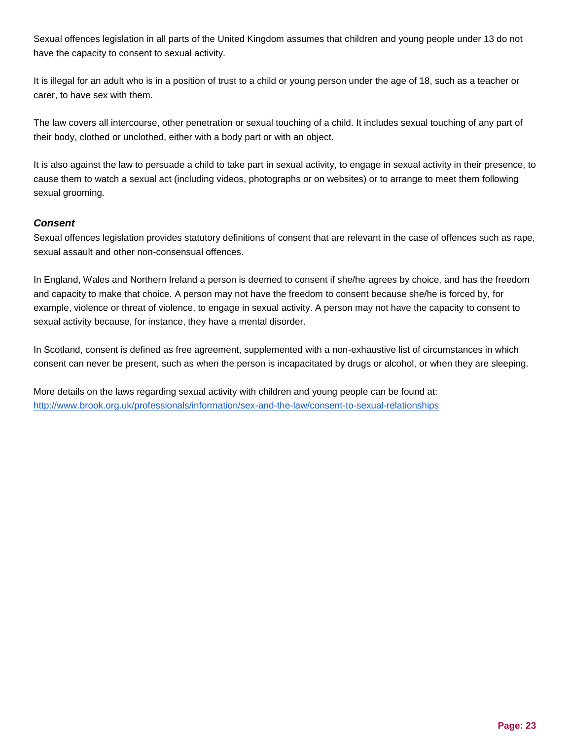Sexual offences legislation in all parts of the United Kingdom assumes that children and young people under 13 do not have the capacity to consent to sexual activity.

It is illegal for an adult who is in a position of trust to a child or young person under the age of 18, such as a teacher or carer, to have sex with them.

The law covers all intercourse, other penetration or sexual touching of a child. It includes sexual touching of any part of their body, clothed or unclothed, either with a body part or with an object.

It is also against the law to persuade a child to take part in sexual activity, to engage in sexual activity in their presence, to cause them to watch a sexual act (including videos, photographs or on websites) or to arrange to meet them following sexual grooming.

### *Consent*

Sexual offences legislation provides statutory definitions of consent that are relevant in the case of offences such as rape, sexual assault and other non-consensual offences.

In England, Wales and Northern Ireland a person is deemed to consent if she/he agrees by choice, and has the freedom and capacity to make that choice. A person may not have the freedom to consent because she/he is forced by, for example, violence or threat of violence, to engage in sexual activity. A person may not have the capacity to consent to sexual activity because, for instance, they have a mental disorder.

In Scotland, consent is defined as free agreement, supplemented with a non-exhaustive list of circumstances in which consent can never be present, such as when the person is incapacitated by drugs or alcohol, or when they are sleeping.

More details on the laws regarding sexual activity with children and young people can be found at:
http://www.brook.org.uk/professionals/information/sex-and-the-law/consent-to-sexual-relationships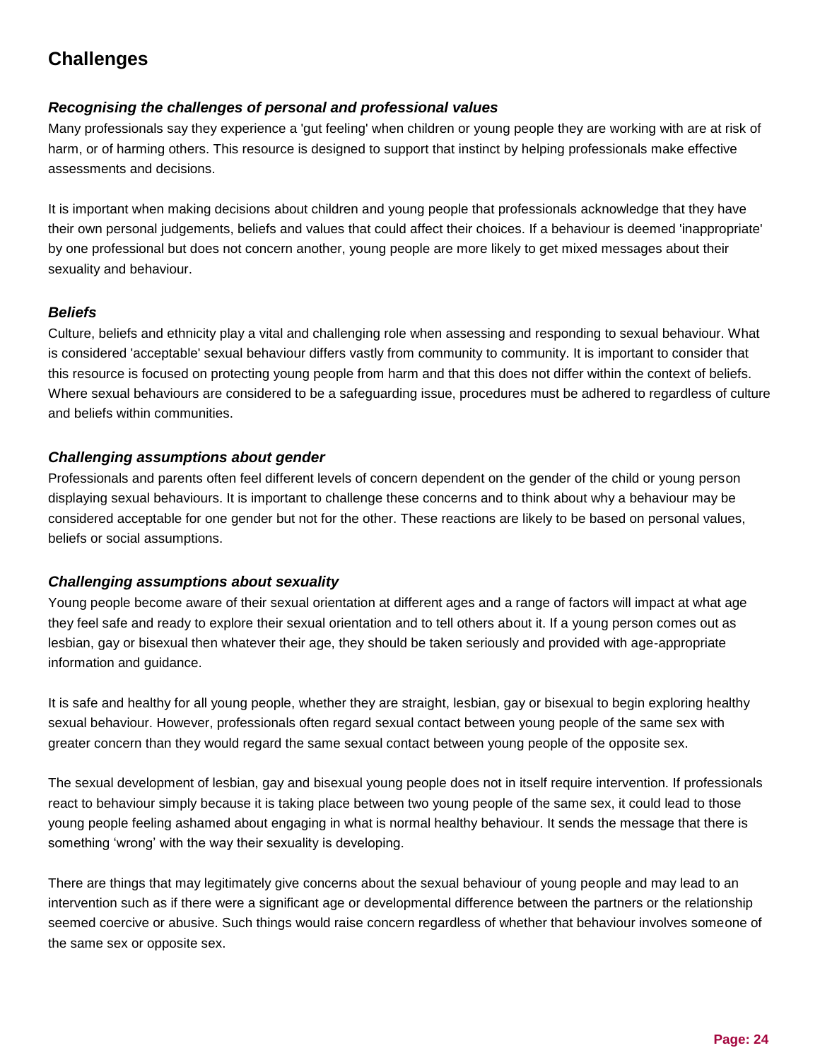## Challenges

### *Recognising the challenges of personal and professional values*

Many professionals say they experience a 'gut feeling' when children or young people they are working with are at risk of harm, or of harming others. This resource is designed to support that instinct by helping professionals make effective assessments and decisions.

It is important when making decisions about children and young people that professionals acknowledge that they have their own personal judgements, beliefs and values that could affect their choices. If a behaviour is deemed 'inappropriate' by one professional but does not concern another, young people are more likely to get mixed messages about their sexuality and behaviour.

### *Beliefs*

Culture, beliefs and ethnicity play a vital and challenging role when assessing and responding to sexual behaviour. What is considered 'acceptable' sexual behaviour differs vastly from community to community. It is important to consider that this resource is focused on protecting young people from harm and that this does not differ within the context of beliefs. Where sexual behaviours are considered to be a safeguarding issue, procedures must be adhered to regardless of culture and beliefs within communities.

### *Challenging assumptions about gender*

Professionals and parents often feel different levels of concern dependent on the gender of the child or young person displaying sexual behaviours. It is important to challenge these concerns and to think about why a behaviour may be considered acceptable for one gender but not for the other. These reactions are likely to be based on personal values, beliefs or social assumptions.

### *Challenging assumptions about sexuality*

Young people become aware of their sexual orientation at different ages and a range of factors will impact at what age they feel safe and ready to explore their sexual orientation and to tell others about it. If a young person comes out as lesbian, gay or bisexual then whatever their age, they should be taken seriously and provided with age-appropriate information and guidance.

It is safe and healthy for all young people, whether they are straight, lesbian, gay or bisexual to begin exploring healthy sexual behaviour. However, professionals often regard sexual contact between young people of the same sex with greater concern than they would regard the same sexual contact between young people of the opposite sex.

The sexual development of lesbian, gay and bisexual young people does not in itself require intervention. If professionals react to behaviour simply because it is taking place between two young people of the same sex, it could lead to those young people feeling ashamed about engaging in what is normal healthy behaviour. It sends the message that there is something 'wrong' with the way their sexuality is developing.

There are things that may legitimately give concerns about the sexual behaviour of young people and may lead to an intervention such as if there were a significant age or developmental difference between the partners or the relationship seemed coercive or abusive. Such things would raise concern regardless of whether that behaviour involves someone of the same sex or opposite sex.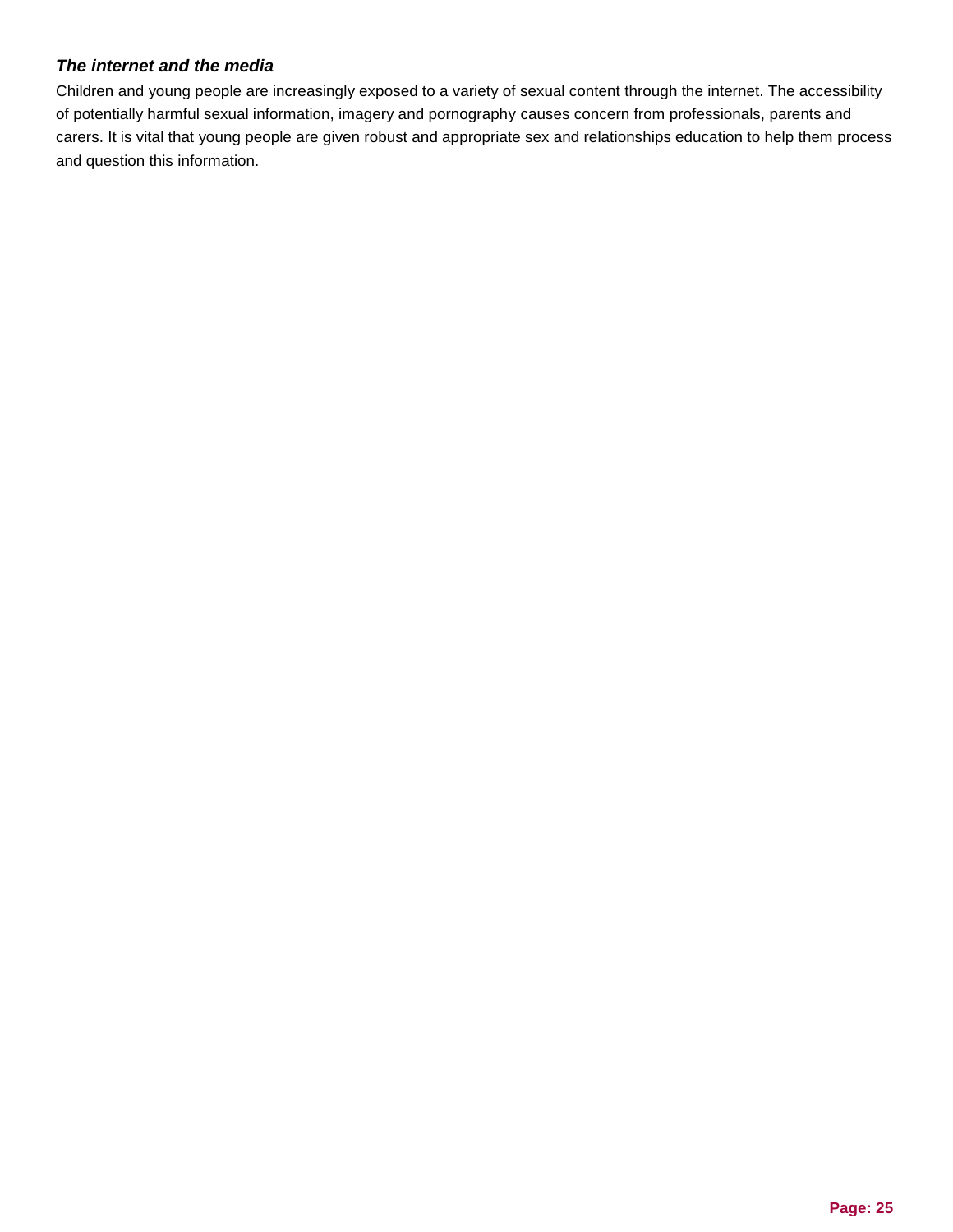### *The internet and the media*

Children and young people are increasingly exposed to a variety of sexual content through the internet. The accessibility of potentially harmful sexual information, imagery and pornography causes concern from professionals, parents and carers. It is vital that young people are given robust and appropriate sex and relationships education to help them process and question this information.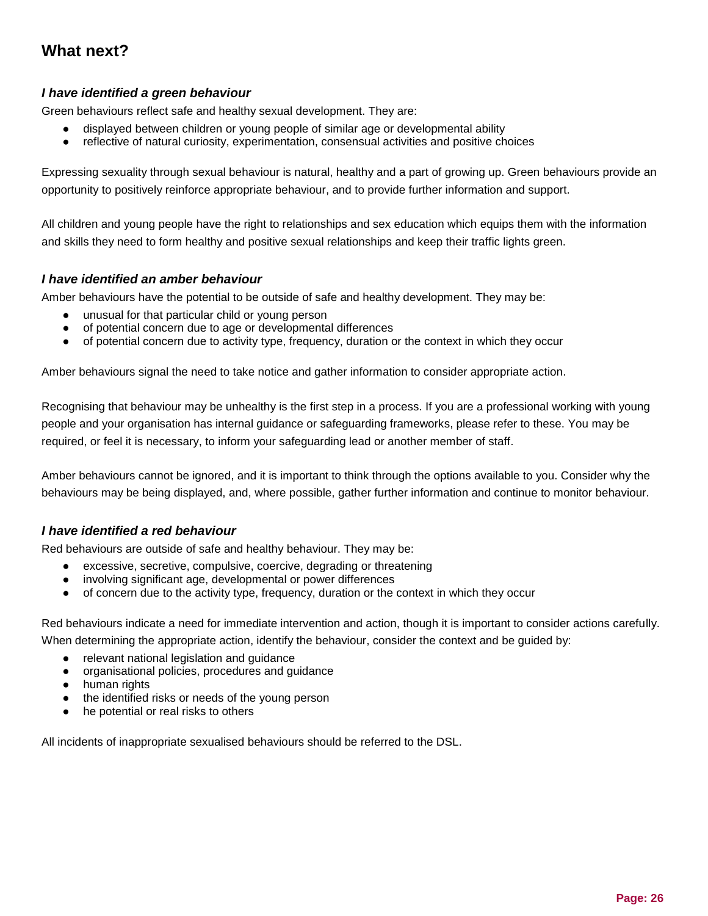## What next?

### *I have identified a green behaviour*

Green behaviours reflect safe and healthy sexual development. They are:

- displayed between children or young people of similar age or developmental ability
- reflective of natural curiosity, experimentation, consensual activities and positive choices

Expressing sexuality through sexual behaviour is natural, healthy and a part of growing up. Green behaviours provide an opportunity to positively reinforce appropriate behaviour, and to provide further information and support.

All children and young people have the right to relationships and sex education which equips them with the information and skills they need to form healthy and positive sexual relationships and keep their traffic lights green.

### *I have identified an amber behaviour*

Amber behaviours have the potential to be outside of safe and healthy development. They may be:

- unusual for that particular child or young person
- of potential concern due to age or developmental differences
- of potential concern due to activity type, frequency, duration or the context in which they occur

Amber behaviours signal the need to take notice and gather information to consider appropriate action.

Recognising that behaviour may be unhealthy is the first step in a process. If you are a professional working with young people and your organisation has internal guidance or safeguarding frameworks, please refer to these. You may be required, or feel it is necessary, to inform your safeguarding lead or another member of staff.

Amber behaviours cannot be ignored, and it is important to think through the options available to you. Consider why the behaviours may be being displayed, and, where possible, gather further information and continue to monitor behaviour.

### *I have identified a red behaviour*

Red behaviours are outside of safe and healthy behaviour. They may be:

- excessive, secretive, compulsive, coercive, degrading or threatening
- involving significant age, developmental or power differences
- of concern due to the activity type, frequency, duration or the context in which they occur

Red behaviours indicate a need for immediate intervention and action, though it is important to consider actions carefully. When determining the appropriate action, identify the behaviour, consider the context and be guided by:

- relevant national legislation and guidance
- organisational policies, procedures and guidance
- human rights
- the identified risks or needs of the young person
- he potential or real risks to others

All incidents of inappropriate sexualised behaviours should be referred to the DSL.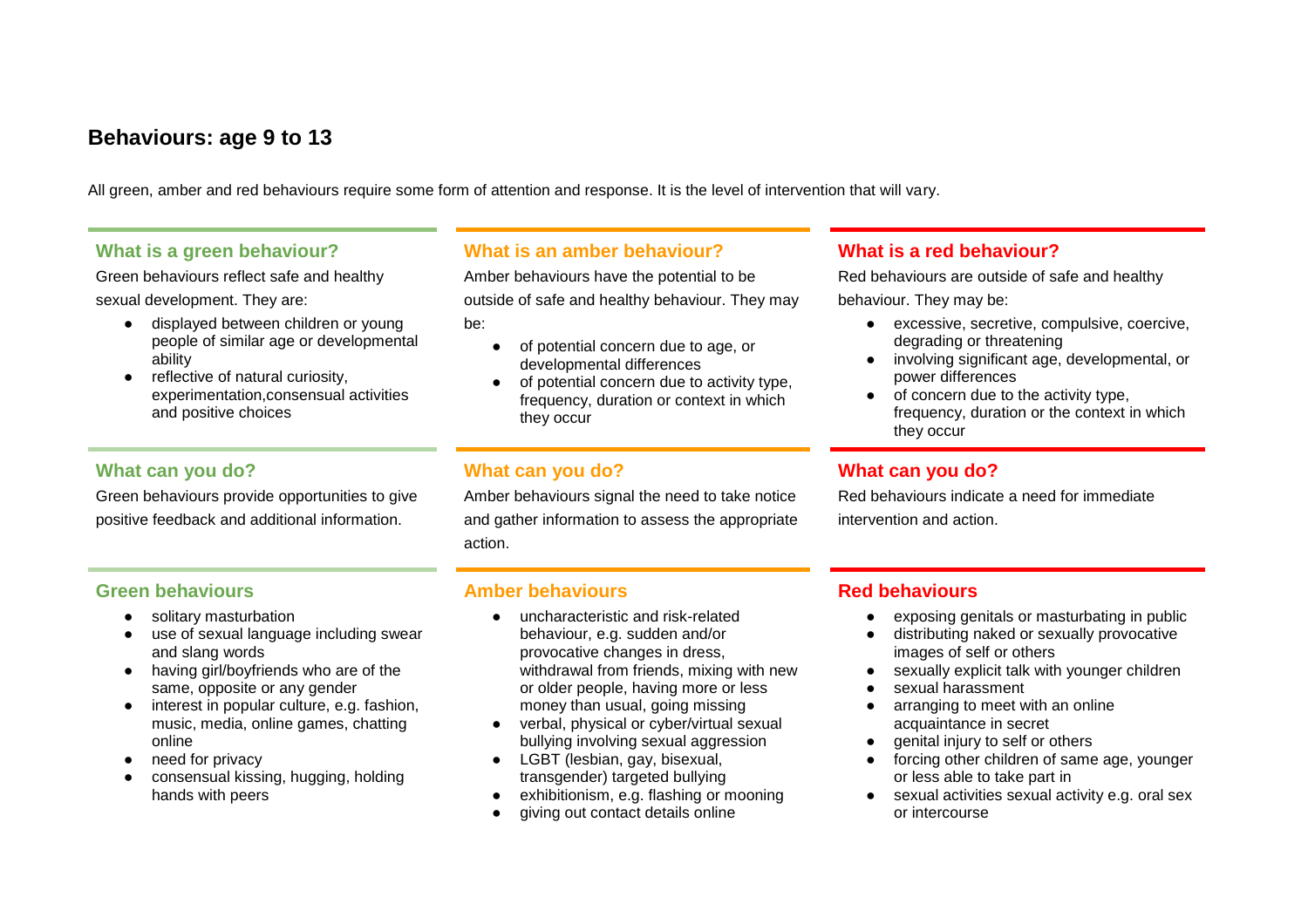## Behaviours: age 9 to 13

All green, amber and red behaviours require some form of attention and response. It is the level of intervention that will vary.

### What is a green behaviour?

Green behaviours reflect safe and healthy sexual development. They are:

- displayed between children or young people of similar age or developmental ability
- reflective of natural curiosity, experimentation,consensual activities and positive choices

### What can you do?

Green behaviours provide opportunities to give positive feedback and additional information.

### Green behaviours

- solitary masturbation
- use of sexual language including swear and slang words
- having girl/boyfriends who are of the same, opposite or any gender
- interest in popular culture, e.g. fashion, music, media, online games, chatting online
- need for privacy
- consensual kissing, hugging, holding hands with peers

### What is an amber behaviour?

Amber behaviours have the potential to be outside of safe and healthy behaviour. They may be:

- of potential concern due to age, or developmental differences
- of potential concern due to activity type, frequency, duration or context in which they occur

### What can you do?

Amber behaviours signal the need to take notice and gather information to assess the appropriate action.

### Amber behaviours

- uncharacteristic and risk-related behaviour, e.g. sudden and/or provocative changes in dress, withdrawal from friends, mixing with new or older people, having more or less money than usual, going missing
- verbal, physical or cyber/virtual sexual bullying involving sexual aggression
- LGBT (lesbian, gay, bisexual, transgender) targeted bullying
- exhibitionism, e.g. flashing or mooning
- giving out contact details online

### What is a red behaviour?

Red behaviours are outside of safe and healthy behaviour. They may be:

- excessive, secretive, compulsive, coercive, degrading or threatening
- involving significant age, developmental, or power differences
- of concern due to the activity type, frequency, duration or the context in which they occur

### What can you do?

Red behaviours indicate a need for immediate intervention and action.

### Red behaviours

- exposing genitals or masturbating in public
- distributing naked or sexually provocative images of self or others
- sexually explicit talk with younger children
- sexual harassment
- arranging to meet with an online acquaintance in secret
- genital injury to self or others
- forcing other children of same age, younger or less able to take part in
- sexual activities sexual activity e.g. oral sex or intercourse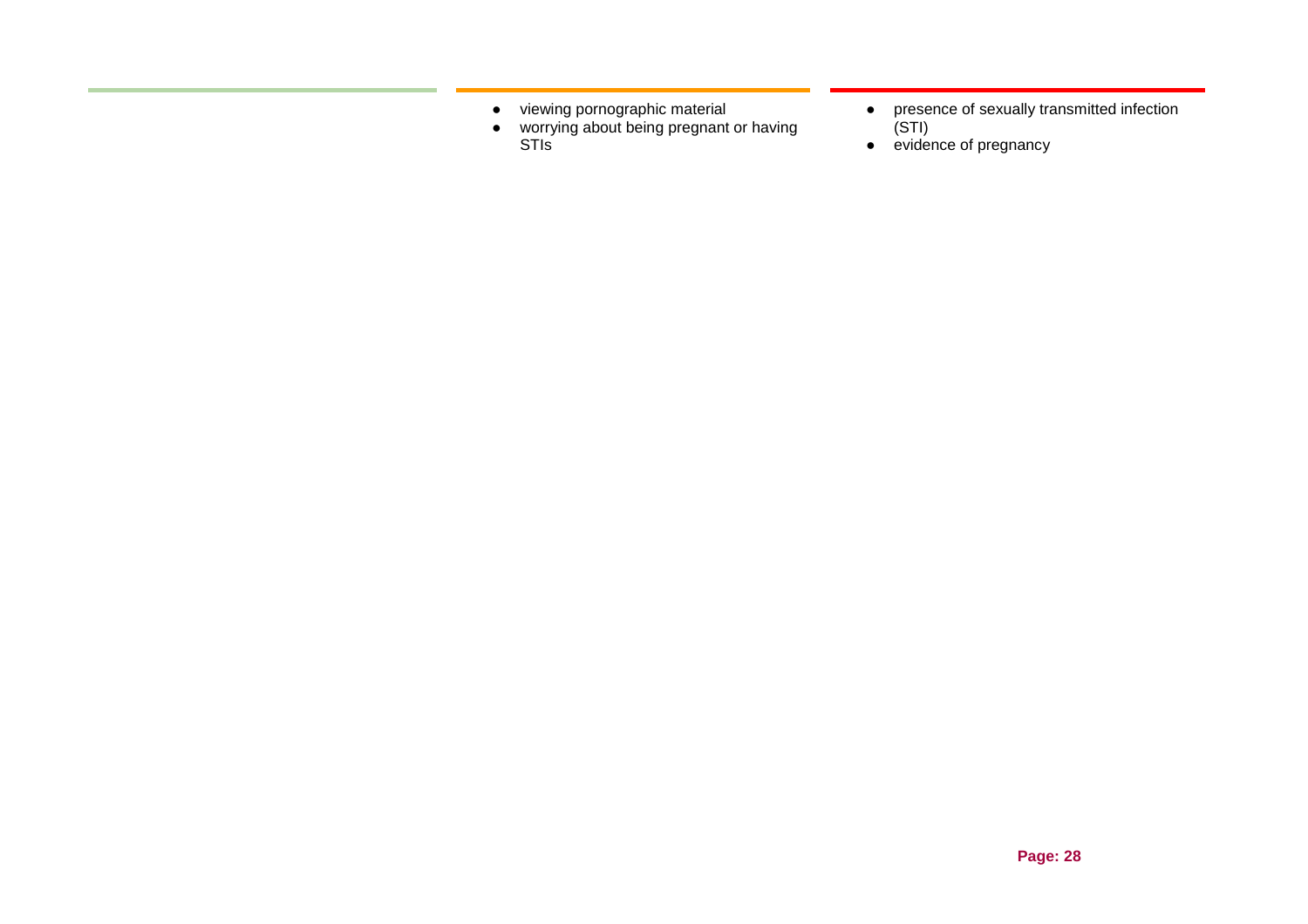| | | |
|---|---|---|
| | • viewing pornographic material<br>• worrying about being pregnant or having STIs | • presence of sexually transmitted infection (STI)<br>• evidence of pregnancy |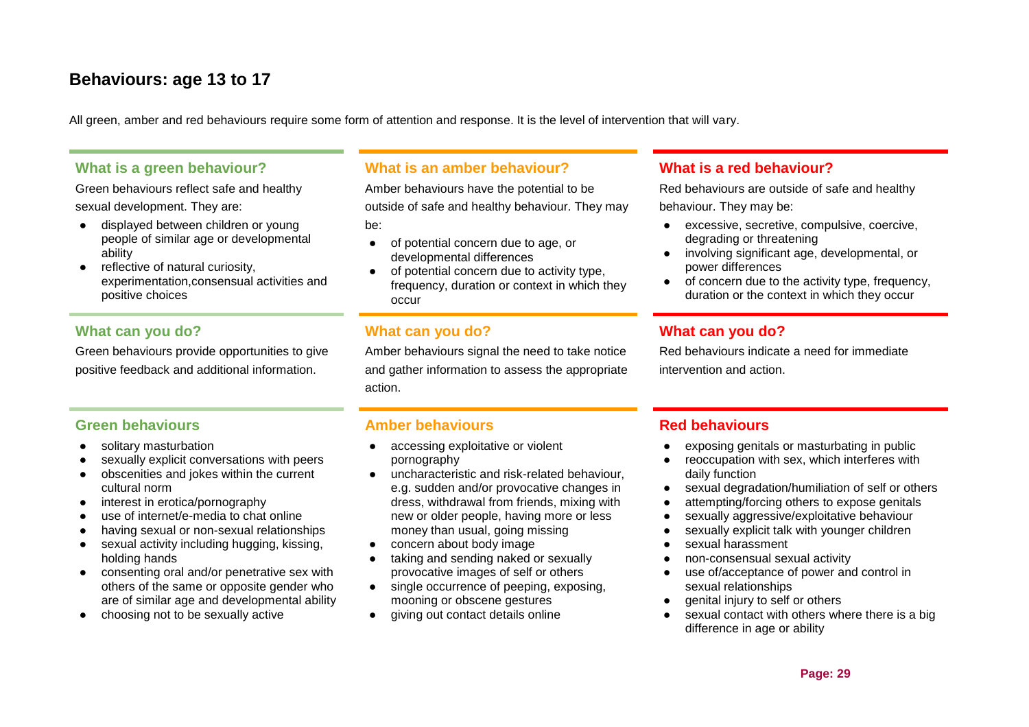## Behaviours: age 13 to 17

All green, amber and red behaviours require some form of attention and response. It is the level of intervention that will vary.

### What is a green behaviour?

Green behaviours reflect safe and healthy sexual development. They are:

- displayed between children or young people of similar age or developmental ability
- reflective of natural curiosity, experimentation,consensual activities and positive choices

### What can you do?

Green behaviours provide opportunities to give positive feedback and additional information.

### Green behaviours

- solitary masturbation
- sexually explicit conversations with peers
- obscenities and jokes within the current cultural norm
- interest in erotica/pornography
- use of internet/e-media to chat online
- having sexual or non-sexual relationships
- sexual activity including hugging, kissing, holding hands
- consenting oral and/or penetrative sex with others of the same or opposite gender who are of similar age and developmental ability
- choosing not to be sexually active

### What is an amber behaviour?

Amber behaviours have the potential to be outside of safe and healthy behaviour. They may be:

- of potential concern due to age, or developmental differences
- of potential concern due to activity type, frequency, duration or context in which they occur

### What can you do?

Amber behaviours signal the need to take notice and gather information to assess the appropriate action.

### Amber behaviours

- accessing exploitative or violent pornography
- uncharacteristic and risk-related behaviour, e.g. sudden and/or provocative changes in dress, withdrawal from friends, mixing with new or older people, having more or less money than usual, going missing
- concern about body image
- taking and sending naked or sexually provocative images of self or others
- single occurrence of peeping, exposing, mooning or obscene gestures
- giving out contact details online

### What is a red behaviour?

Red behaviours are outside of safe and healthy behaviour. They may be:

- excessive, secretive, compulsive, coercive, degrading or threatening
- involving significant age, developmental, or power differences
- of concern due to the activity type, frequency, duration or the context in which they occur

### What can you do?

Red behaviours indicate a need for immediate intervention and action.

### Red behaviours

- exposing genitals or masturbating in public
- reoccupation with sex, which interferes with daily function
- sexual degradation/humiliation of self or others
- attempting/forcing others to expose genitals
- sexually aggressive/exploitative behaviour
- sexually explicit talk with younger children
- sexual harassment
- non-consensual sexual activity
- use of/acceptance of power and control in sexual relationships
- genital injury to self or others
- sexual contact with others where there is a big difference in age or ability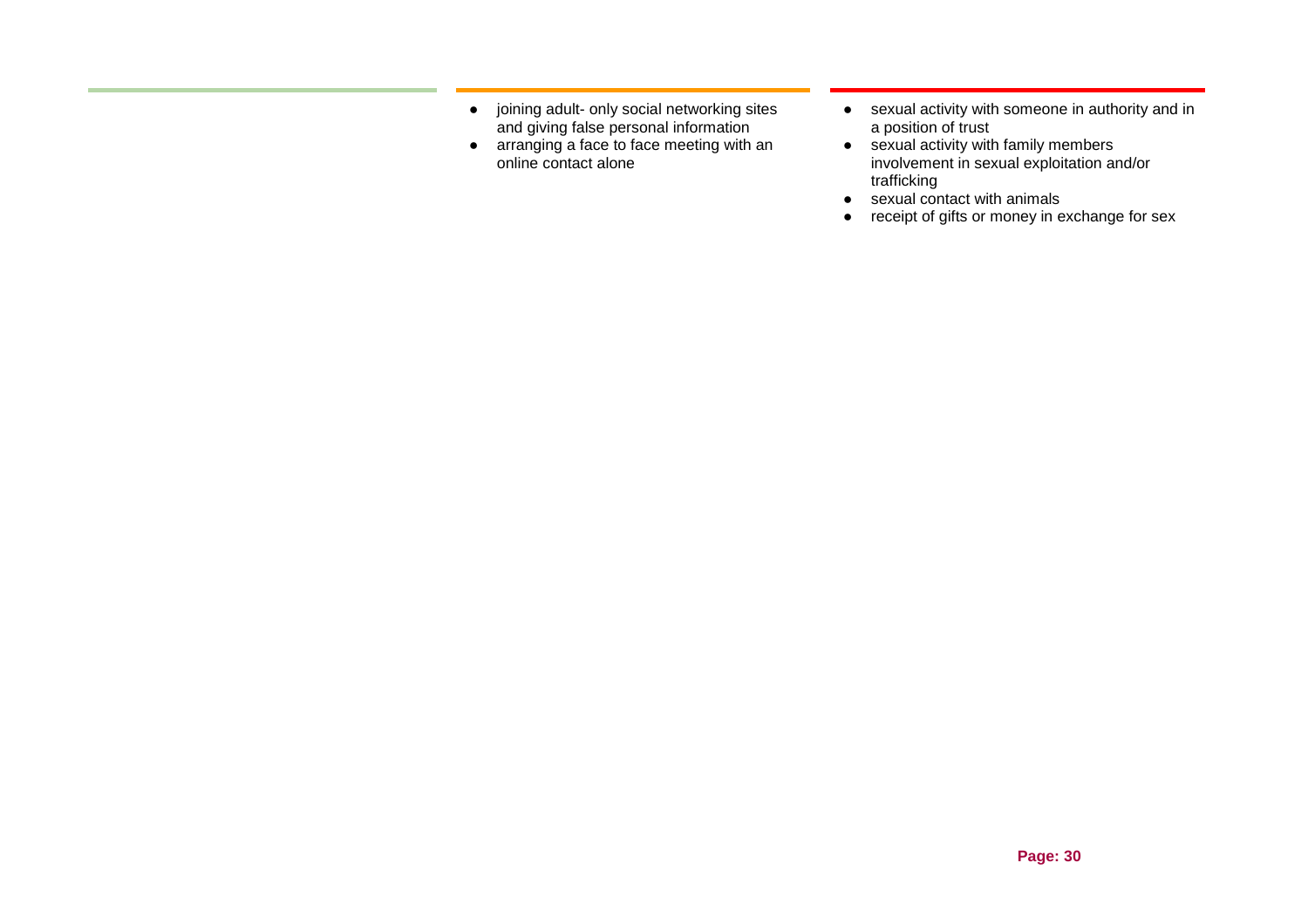- joining adult- only social networking sites and giving false personal information
- arranging a face to face meeting with an online contact alone

- sexual activity with someone in authority and in a position of trust
- sexual activity with family members involvement in sexual exploitation and/or trafficking
- sexual contact with animals
- receipt of gifts or money in exchange for sex